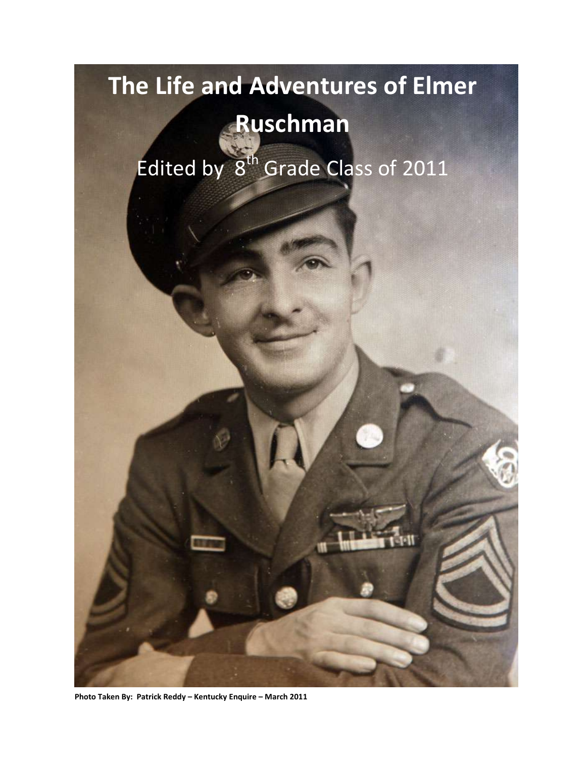# The Life and Adventures of Elmer Ruschman

Edited by 8th Grade Class of 2011

**Photo Taken By: Patrick Reddy – Kentucky Enquire – March 2011**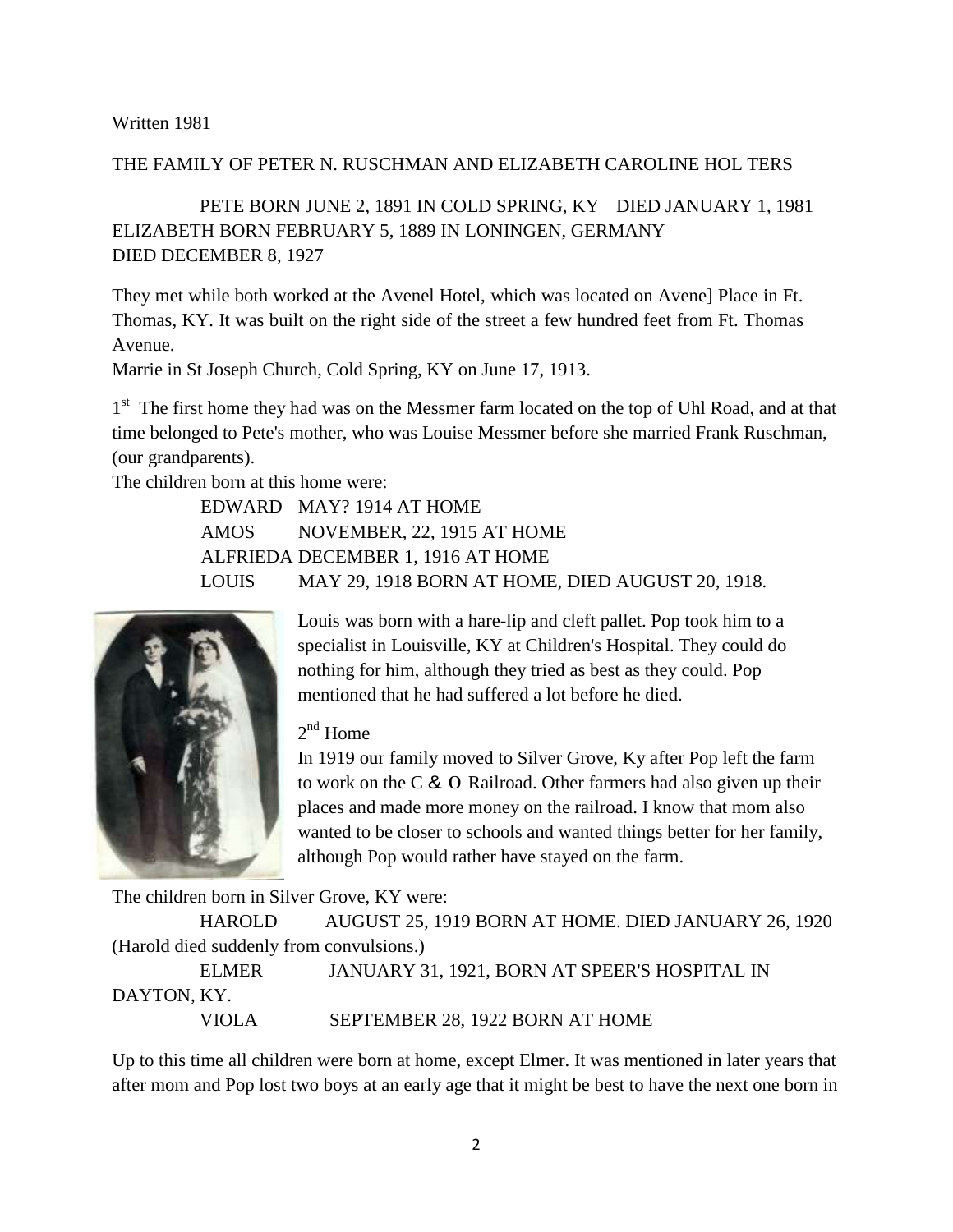Written 1981

THE FAMILY OF PETER N. RUSCHMAN AND ELIZABETH CAROLINE HOL TERS

PETE BORN JUNE 2, 1891 IN COLD SPRING, KY DIED JANUARY 1, 1981
ELIZABETH BORN FEBRUARY 5, 1889 IN LONINGEN, GERMANY
DIED DECEMBER 8, 1927

They met while both worked at the Avenel Hotel, which was located on Avene] Place in Ft. Thomas, KY. It was built on the right side of the street a few hundred feet from Ft. Thomas Avenue.
Marrie in St Joseph Church, Cold Spring, KY on June 17, 1913.

1st The first home they had was on the Messmer farm located on the top of Uhl Road, and at that time belonged to Pete's mother, who was Louise Messmer before she married Frank Ruschman, (our grandparents).
The children born at this home were:

EDWARD MAY? 1914 AT HOME
AMOS NOVEMBER, 22, 1915 AT HOME
ALFRIEDA DECEMBER 1, 1916 AT HOME
LOUIS MAY 29, 1918 BORN AT HOME, DIED AUGUST 20, 1918.

Louis was born with a hare-lip and cleft pallet. Pop took him to a specialist in Louisville, KY at Children's Hospital. They could do nothing for him, although they tried as best as they could. Pop mentioned that he had suffered a lot before he died.

2nd Home
In 1919 our family moved to Silver Grove, Ky after Pop left the farm to work on the C & O Railroad. Other farmers had also given up their places and made more money on the railroad. I know that mom also wanted to be closer to schools and wanted things better for her family, although Pop would rather have stayed on the farm.

The children born in Silver Grove, KY were:

HAROLD AUGUST 25, 1919 BORN AT HOME. DIED JANUARY 26, 1920
(Harold died suddenly from convulsions.)
ELMER JANUARY 31, 1921, BORN AT SPEER'S HOSPITAL IN DAYTON, KY.
VIOLA SEPTEMBER 28, 1922 BORN AT HOME

Up to this time all children were born at home, except Elmer. It was mentioned in later years that after mom and Pop lost two boys at an early age that it might be best to have the next one born in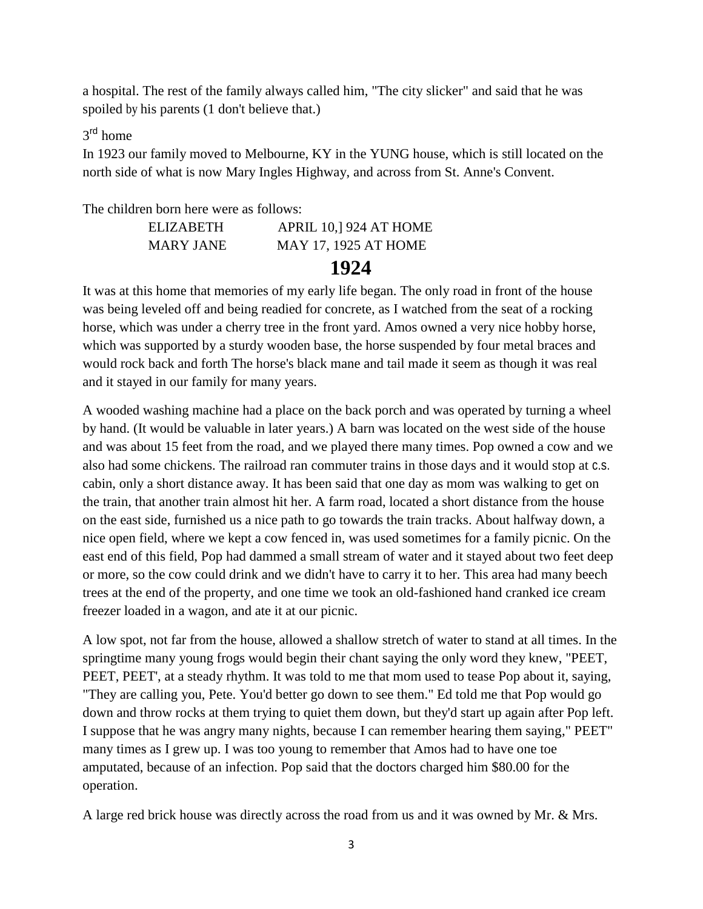a hospital. The rest of the family always called him, "The city slicker" and said that he was spoiled by his parents (1 don't believe that.)

3rd home

In 1923 our family moved to Melbourne, KY in the YUNG house, which is still located on the north side of what is now Mary Ingles Highway, and across from St. Anne's Convent.

The children born here were as follows:

| | |
|---|---|
| ELIZABETH | APRIL 10,] 924 AT HOME |
| MARY JANE | MAY 17, 1925 AT HOME |

## 1924

It was at this home that memories of my early life began. The only road in front of the house was being leveled off and being readied for concrete, as I watched from the seat of a rocking horse, which was under a cherry tree in the front yard. Amos owned a very nice hobby horse, which was supported by a sturdy wooden base, the horse suspended by four metal braces and would rock back and forth The horse's black mane and tail made it seem as though it was real and it stayed in our family for many years.

A wooded washing machine had a place on the back porch and was operated by turning a wheel by hand. (It would be valuable in later years.) A barn was located on the west side of the house and was about 15 feet from the road, and we played there many times. Pop owned a cow and we also had some chickens. The railroad ran commuter trains in those days and it would stop at c.s. cabin, only a short distance away. It has been said that one day as mom was walking to get on the train, that another train almost hit her. A farm road, located a short distance from the house on the east side, furnished us a nice path to go towards the train tracks. About halfway down, a nice open field, where we kept a cow fenced in, was used sometimes for a family picnic. On the east end of this field, Pop had dammed a small stream of water and it stayed about two feet deep or more, so the cow could drink and we didn't have to carry it to her. This area had many beech trees at the end of the property, and one time we took an old-fashioned hand cranked ice cream freezer loaded in a wagon, and ate it at our picnic.

A low spot, not far from the house, allowed a shallow stretch of water to stand at all times. In the springtime many young frogs would begin their chant saying the only word they knew, "PEET, PEET, PEET', at a steady rhythm. It was told to me that mom used to tease Pop about it, saying, "They are calling you, Pete. You'd better go down to see them." Ed told me that Pop would go down and throw rocks at them trying to quiet them down, but they'd start up again after Pop left. I suppose that he was angry many nights, because I can remember hearing them saying," PEET" many times as I grew up. I was too young to remember that Amos had to have one toe amputated, because of an infection. Pop said that the doctors charged him $80.00 for the operation.

A large red brick house was directly across the road from us and it was owned by Mr. & Mrs.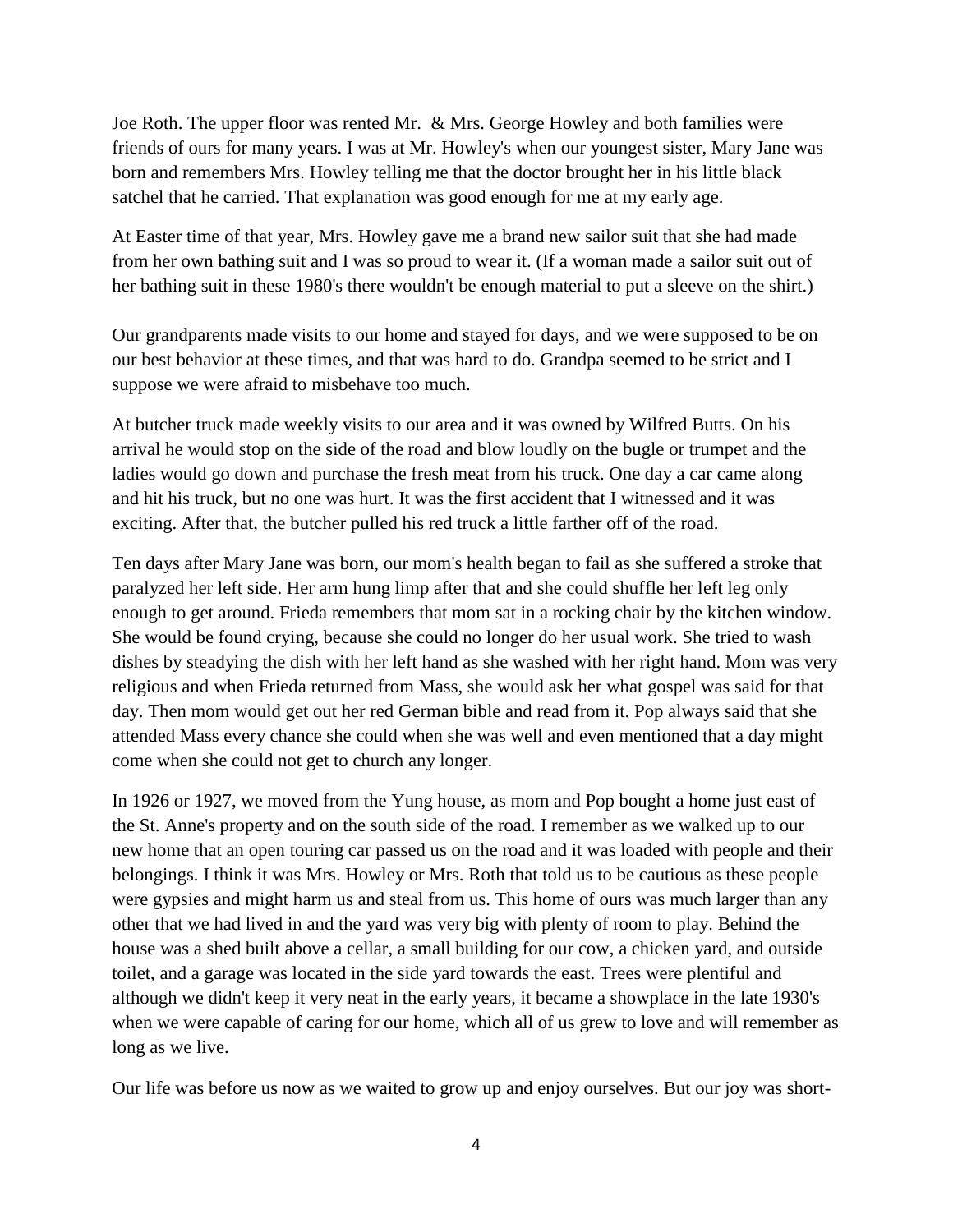Joe Roth. The upper floor was rented Mr. & Mrs. George Howley and both families were friends of ours for many years. I was at Mr. Howley's when our youngest sister, Mary Jane was born and remembers Mrs. Howley telling me that the doctor brought her in his little black satchel that he carried. That explanation was good enough for me at my early age.

At Easter time of that year, Mrs. Howley gave me a brand new sailor suit that she had made from her own bathing suit and I was so proud to wear it. (If a woman made a sailor suit out of her bathing suit in these 1980's there wouldn't be enough material to put a sleeve on the shirt.)

Our grandparents made visits to our home and stayed for days, and we were supposed to be on our best behavior at these times, and that was hard to do. Grandpa seemed to be strict and I suppose we were afraid to misbehave too much.

At butcher truck made weekly visits to our area and it was owned by Wilfred Butts. On his arrival he would stop on the side of the road and blow loudly on the bugle or trumpet and the ladies would go down and purchase the fresh meat from his truck. One day a car came along and hit his truck, but no one was hurt. It was the first accident that I witnessed and it was exciting. After that, the butcher pulled his red truck a little farther off of the road.

Ten days after Mary Jane was born, our mom's health began to fail as she suffered a stroke that paralyzed her left side. Her arm hung limp after that and she could shuffle her left leg only enough to get around. Frieda remembers that mom sat in a rocking chair by the kitchen window. She would be found crying, because she could no longer do her usual work. She tried to wash dishes by steadying the dish with her left hand as she washed with her right hand. Mom was very religious and when Frieda returned from Mass, she would ask her what gospel was said for that day. Then mom would get out her red German bible and read from it. Pop always said that she attended Mass every chance she could when she was well and even mentioned that a day might come when she could not get to church any longer.

In 1926 or 1927, we moved from the Yung house, as mom and Pop bought a home just east of the St. Anne's property and on the south side of the road. I remember as we walked up to our new home that an open touring car passed us on the road and it was loaded with people and their belongings. I think it was Mrs. Howley or Mrs. Roth that told us to be cautious as these people were gypsies and might harm us and steal from us. This home of ours was much larger than any other that we had lived in and the yard was very big with plenty of room to play. Behind the house was a shed built above a cellar, a small building for our cow, a chicken yard, and outside toilet, and a garage was located in the side yard towards the east. Trees were plentiful and although we didn't keep it very neat in the early years, it became a showplace in the late 1930's when we were capable of caring for our home, which all of us grew to love and will remember as long as we live.

Our life was before us now as we waited to grow up and enjoy ourselves. But our joy was short-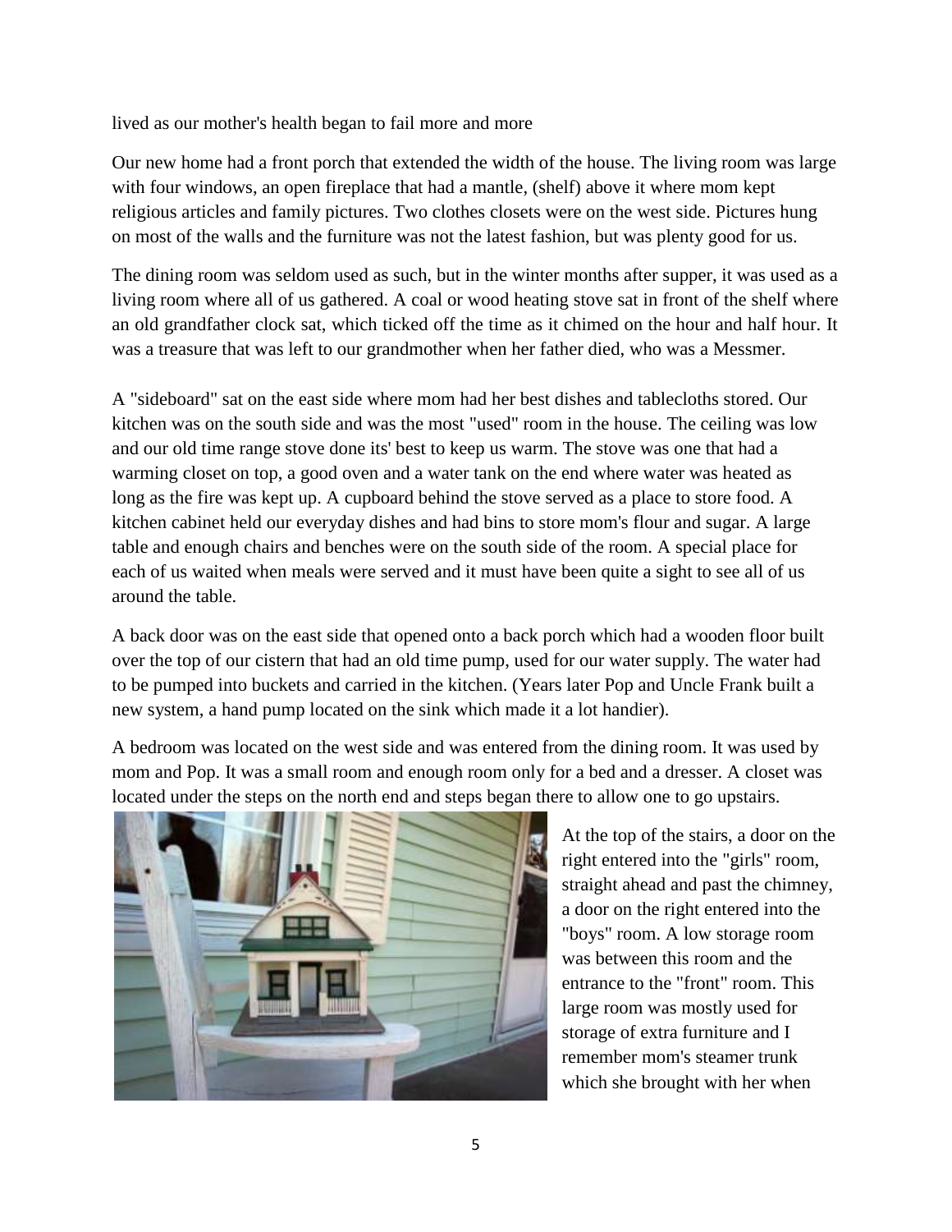lived as our mother's health began to fail more and more

Our new home had a front porch that extended the width of the house. The living room was large with four windows, an open fireplace that had a mantle, (shelf) above it where mom kept religious articles and family pictures. Two clothes closets were on the west side. Pictures hung on most of the walls and the furniture was not the latest fashion, but was plenty good for us.

The dining room was seldom used as such, but in the winter months after supper, it was used as a living room where all of us gathered. A coal or wood heating stove sat in front of the shelf where an old grandfather clock sat, which ticked off the time as it chimed on the hour and half hour. It was a treasure that was left to our grandmother when her father died, who was a Messmer.

A "sideboard" sat on the east side where mom had her best dishes and tablecloths stored. Our kitchen was on the south side and was the most "used" room in the house. The ceiling was low and our old time range stove done its' best to keep us warm. The stove was one that had a warming closet on top, a good oven and a water tank on the end where water was heated as long as the fire was kept up. A cupboard behind the stove served as a place to store food. A kitchen cabinet held our everyday dishes and had bins to store mom's flour and sugar. A large table and enough chairs and benches were on the south side of the room. A special place for each of us waited when meals were served and it must have been quite a sight to see all of us around the table.

A back door was on the east side that opened onto a back porch which had a wooden floor built over the top of our cistern that had an old time pump, used for our water supply. The water had to be pumped into buckets and carried in the kitchen. (Years later Pop and Uncle Frank built a new system, a hand pump located on the sink which made it a lot handier).

A bedroom was located on the west side and was entered from the dining room. It was used by mom and Pop. It was a small room and enough room only for a bed and a dresser. A closet was located under the steps on the north end and steps began there to allow one to go upstairs.

At the top of the stairs, a door on the right entered into the "girls" room, straight ahead and past the chimney, a door on the right entered into the "boys" room. A low storage room was between this room and the entrance to the "front" room. This large room was mostly used for storage of extra furniture and I remember mom's steamer trunk which she brought with her when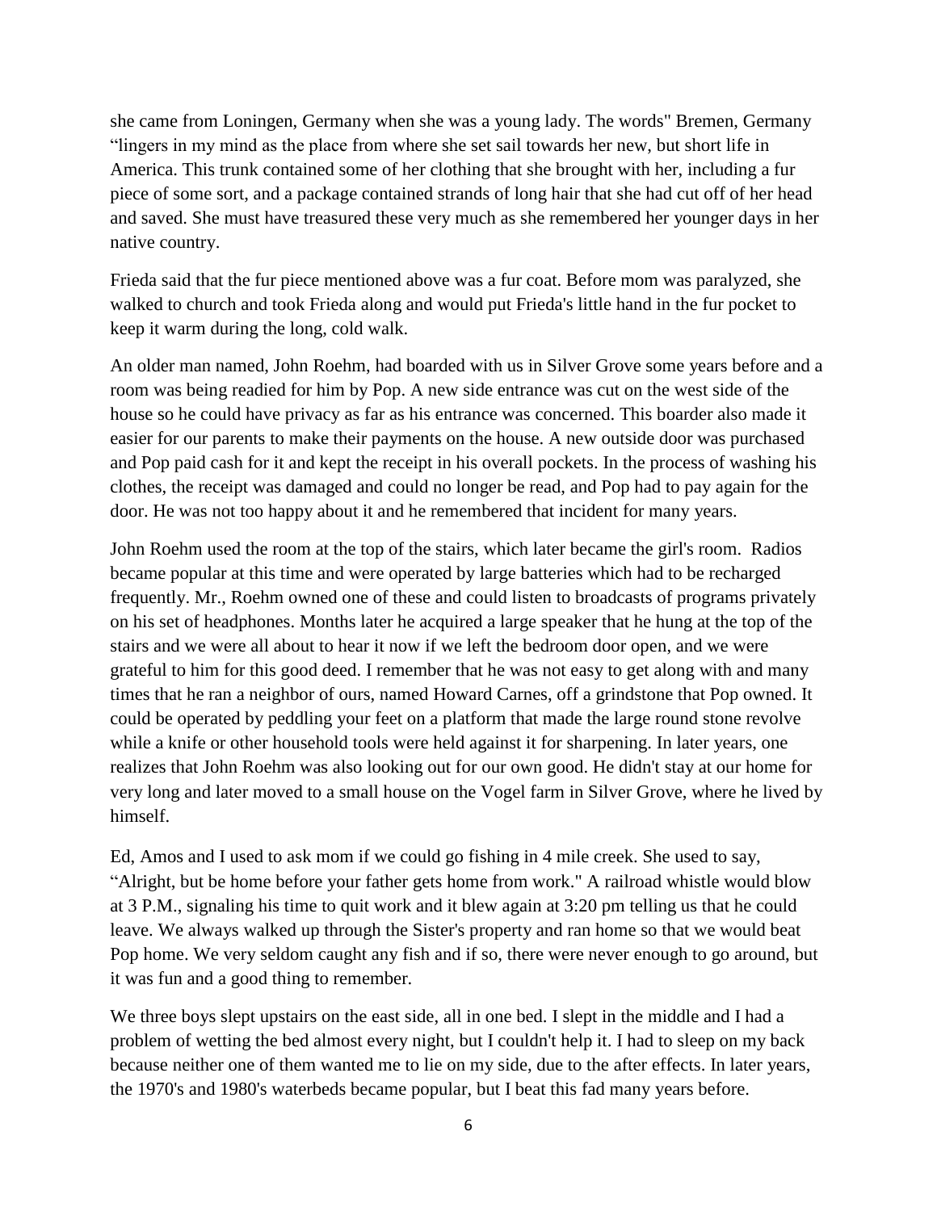she came from Loningen, Germany when she was a young lady. The words" Bremen, Germany "lingers in my mind as the place from where she set sail towards her new, but short life in America. This trunk contained some of her clothing that she brought with her, including a fur piece of some sort, and a package contained strands of long hair that she had cut off of her head and saved. She must have treasured these very much as she remembered her younger days in her native country.

Frieda said that the fur piece mentioned above was a fur coat. Before mom was paralyzed, she walked to church and took Frieda along and would put Frieda's little hand in the fur pocket to keep it warm during the long, cold walk.

An older man named, John Roehm, had boarded with us in Silver Grove some years before and a room was being readied for him by Pop. A new side entrance was cut on the west side of the house so he could have privacy as far as his entrance was concerned. This boarder also made it easier for our parents to make their payments on the house. A new outside door was purchased and Pop paid cash for it and kept the receipt in his overall pockets. In the process of washing his clothes, the receipt was damaged and could no longer be read, and Pop had to pay again for the door. He was not too happy about it and he remembered that incident for many years.

John Roehm used the room at the top of the stairs, which later became the girl's room. Radios became popular at this time and were operated by large batteries which had to be recharged frequently. Mr., Roehm owned one of these and could listen to broadcasts of programs privately on his set of headphones. Months later he acquired a large speaker that he hung at the top of the stairs and we were all about to hear it now if we left the bedroom door open, and we were grateful to him for this good deed. I remember that he was not easy to get along with and many times that he ran a neighbor of ours, named Howard Carnes, off a grindstone that Pop owned. It could be operated by peddling your feet on a platform that made the large round stone revolve while a knife or other household tools were held against it for sharpening. In later years, one realizes that John Roehm was also looking out for our own good. He didn't stay at our home for very long and later moved to a small house on the Vogel farm in Silver Grove, where he lived by himself.

Ed, Amos and I used to ask mom if we could go fishing in 4 mile creek. She used to say, "Alright, but be home before your father gets home from work." A railroad whistle would blow at 3 P.M., signaling his time to quit work and it blew again at 3:20 pm telling us that he could leave. We always walked up through the Sister's property and ran home so that we would beat Pop home. We very seldom caught any fish and if so, there were never enough to go around, but it was fun and a good thing to remember.

We three boys slept upstairs on the east side, all in one bed. I slept in the middle and I had a problem of wetting the bed almost every night, but I couldn't help it. I had to sleep on my back because neither one of them wanted me to lie on my side, due to the after effects. In later years, the 1970's and 1980's waterbeds became popular, but I beat this fad many years before.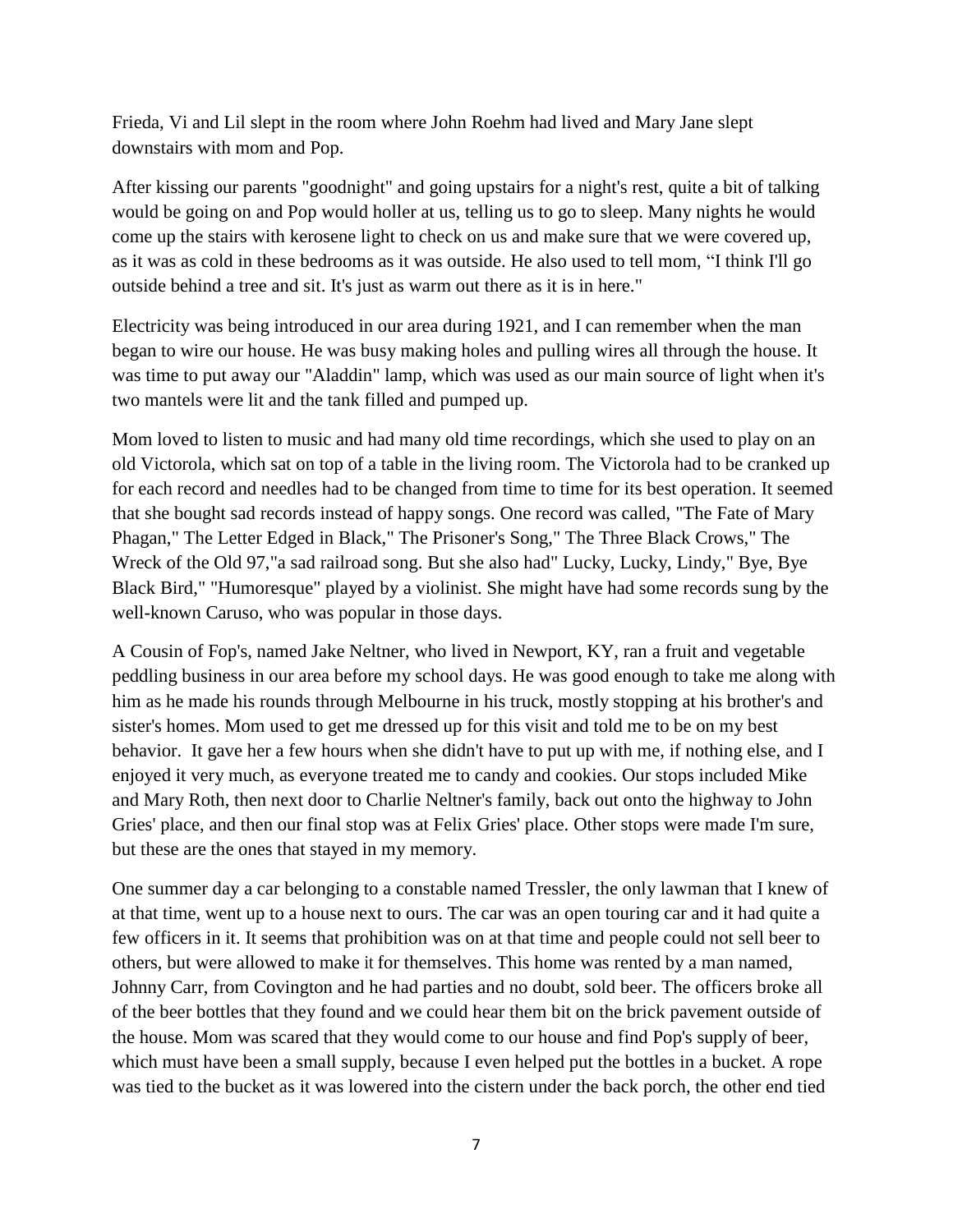Frieda, Vi and Lil slept in the room where John Roehm had lived and Mary Jane slept downstairs with mom and Pop.

After kissing our parents "goodnight" and going upstairs for a night's rest, quite a bit of talking would be going on and Pop would holler at us, telling us to go to sleep. Many nights he would come up the stairs with kerosene light to check on us and make sure that we were covered up, as it was as cold in these bedrooms as it was outside. He also used to tell mom, “I think I'll go outside behind a tree and sit. It's just as warm out there as it is in here."

Electricity was being introduced in our area during 1921, and I can remember when the man began to wire our house. He was busy making holes and pulling wires all through the house. It was time to put away our "Aladdin" lamp, which was used as our main source of light when it's two mantels were lit and the tank filled and pumped up.

Mom loved to listen to music and had many old time recordings, which she used to play on an old Victorola, which sat on top of a table in the living room. The Victorola had to be cranked up for each record and needles had to be changed from time to time for its best operation. It seemed that she bought sad records instead of happy songs. One record was called, "The Fate of Mary Phagan," The Letter Edged in Black," The Prisoner's Song," The Three Black Crows," The Wreck of the Old 97,"a sad railroad song. But she also had" Lucky, Lucky, Lindy," Bye, Bye Black Bird," "Humoresque" played by a violinist. She might have had some records sung by the well-known Caruso, who was popular in those days.

A Cousin of Fop's, named Jake Neltner, who lived in Newport, KY, ran a fruit and vegetable peddling business in our area before my school days. He was good enough to take me along with him as he made his rounds through Melbourne in his truck, mostly stopping at his brother's and sister's homes. Mom used to get me dressed up for this visit and told me to be on my best behavior. It gave her a few hours when she didn't have to put up with me, if nothing else, and I enjoyed it very much, as everyone treated me to candy and cookies. Our stops included Mike and Mary Roth, then next door to Charlie Neltner's family, back out onto the highway to John Gries' place, and then our final stop was at Felix Gries' place. Other stops were made I'm sure, but these are the ones that stayed in my memory.

One summer day a car belonging to a constable named Tressler, the only lawman that I knew of at that time, went up to a house next to ours. The car was an open touring car and it had quite a few officers in it. It seems that prohibition was on at that time and people could not sell beer to others, but were allowed to make it for themselves. This home was rented by a man named, Johnny Carr, from Covington and he had parties and no doubt, sold beer. The officers broke all of the beer bottles that they found and we could hear them bit on the brick pavement outside of the house. Mom was scared that they would come to our house and find Pop's supply of beer, which must have been a small supply, because I even helped put the bottles in a bucket. A rope was tied to the bucket as it was lowered into the cistern under the back porch, the other end tied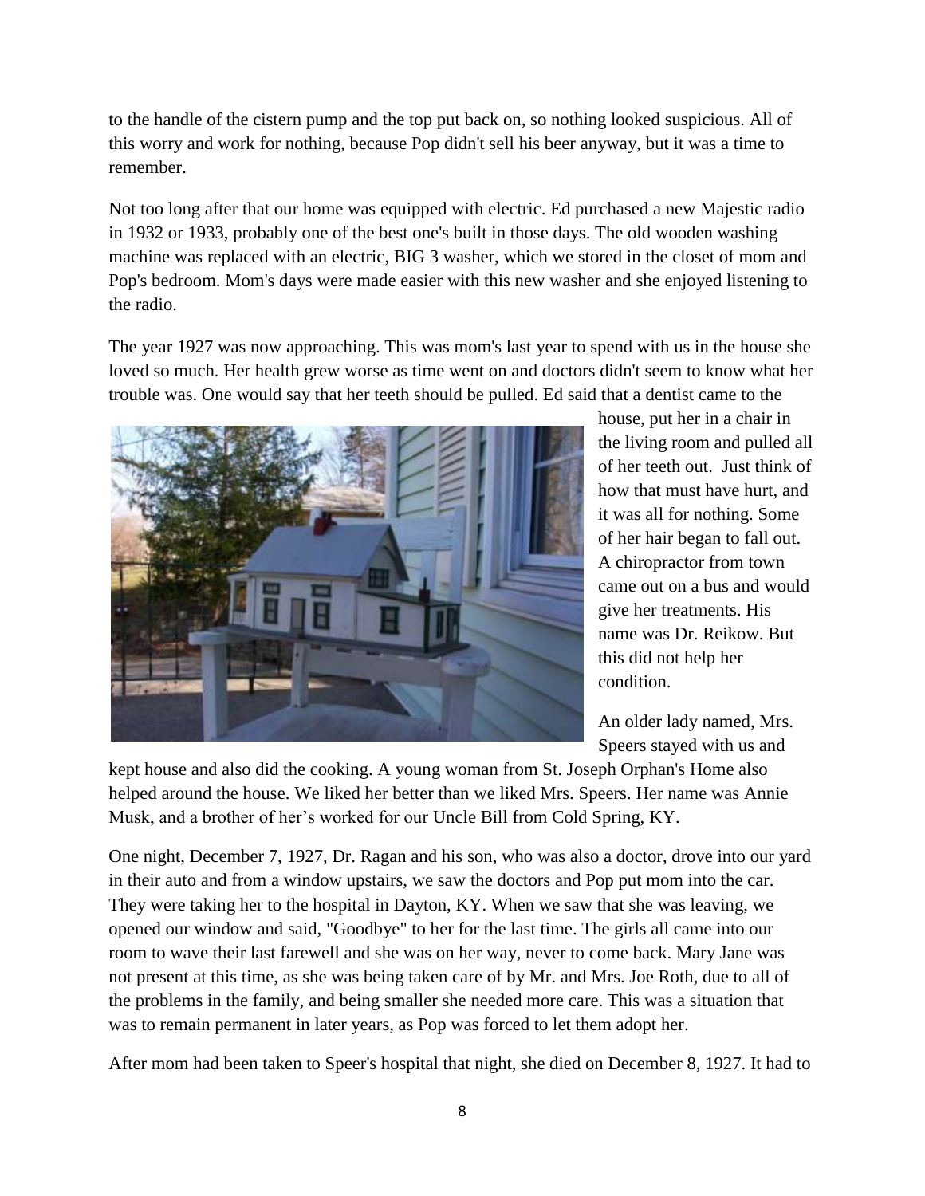to the handle of the cistern pump and the top put back on, so nothing looked suspicious. All of this worry and work for nothing, because Pop didn't sell his beer anyway, but it was a time to remember.

Not too long after that our home was equipped with electric. Ed purchased a new Majestic radio in 1932 or 1933, probably one of the best one's built in those days. The old wooden washing machine was replaced with an electric, BIG 3 washer, which we stored in the closet of mom and Pop's bedroom. Mom's days were made easier with this new washer and she enjoyed listening to the radio.

The year 1927 was now approaching. This was mom's last year to spend with us in the house she loved so much. Her health grew worse as time went on and doctors didn't seem to know what her trouble was. One would say that her teeth should be pulled. Ed said that a dentist came to the house, put her in a chair in the living room and pulled all of her teeth out. Just think of how that must have hurt, and it was all for nothing. Some of her hair began to fall out. A chiropractor from town came out on a bus and would give her treatments. His name was Dr. Reikow. But this did not help her condition.

An older lady named, Mrs. Speers stayed with us and kept house and also did the cooking. A young woman from St. Joseph Orphan's Home also helped around the house. We liked her better than we liked Mrs. Speers. Her name was Annie Musk, and a brother of her's worked for our Uncle Bill from Cold Spring, KY.

One night, December 7, 1927, Dr. Ragan and his son, who was also a doctor, drove into our yard in their auto and from a window upstairs, we saw the doctors and Pop put mom into the car. They were taking her to the hospital in Dayton, KY. When we saw that she was leaving, we opened our window and said, "Goodbye" to her for the last time. The girls all came into our room to wave their last farewell and she was on her way, never to come back. Mary Jane was not present at this time, as she was being taken care of by Mr. and Mrs. Joe Roth, due to all of the problems in the family, and being smaller she needed more care. This was a situation that was to remain permanent in later years, as Pop was forced to let them adopt her.

After mom had been taken to Speer's hospital that night, she died on December 8, 1927. It had to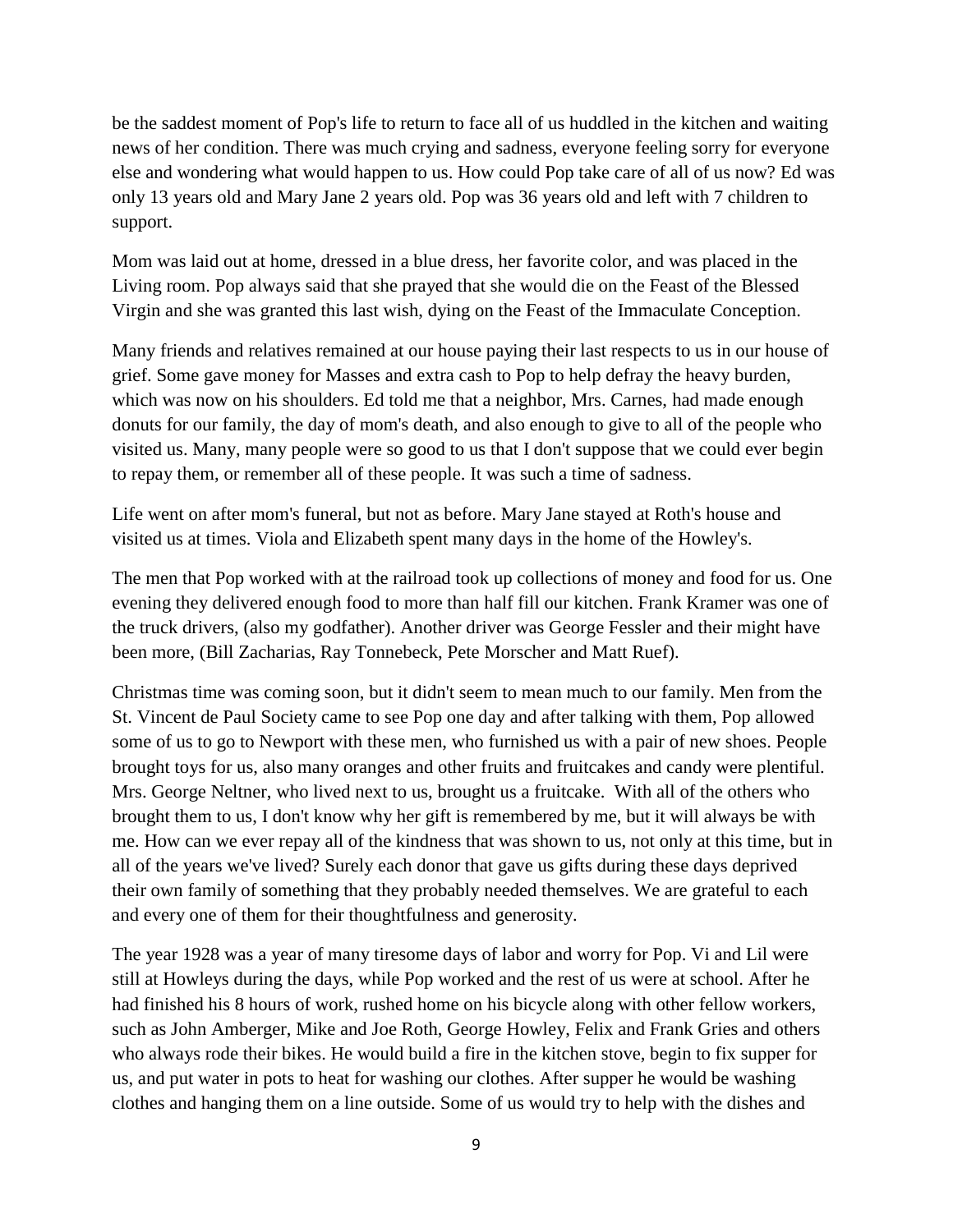be the saddest moment of Pop's life to return to face all of us huddled in the kitchen and waiting news of her condition. There was much crying and sadness, everyone feeling sorry for everyone else and wondering what would happen to us. How could Pop take care of all of us now? Ed was only 13 years old and Mary Jane 2 years old. Pop was 36 years old and left with 7 children to support.

Mom was laid out at home, dressed in a blue dress, her favorite color, and was placed in the Living room. Pop always said that she prayed that she would die on the Feast of the Blessed Virgin and she was granted this last wish, dying on the Feast of the Immaculate Conception.

Many friends and relatives remained at our house paying their last respects to us in our house of grief. Some gave money for Masses and extra cash to Pop to help defray the heavy burden, which was now on his shoulders. Ed told me that a neighbor, Mrs. Carnes, had made enough donuts for our family, the day of mom's death, and also enough to give to all of the people who visited us. Many, many people were so good to us that I don't suppose that we could ever begin to repay them, or remember all of these people. It was such a time of sadness.

Life went on after mom's funeral, but not as before. Mary Jane stayed at Roth's house and visited us at times. Viola and Elizabeth spent many days in the home of the Howley's.

The men that Pop worked with at the railroad took up collections of money and food for us. One evening they delivered enough food to more than half fill our kitchen. Frank Kramer was one of the truck drivers, (also my godfather). Another driver was George Fessler and their might have been more, (Bill Zacharias, Ray Tonnebeck, Pete Morscher and Matt Ruef).

Christmas time was coming soon, but it didn't seem to mean much to our family. Men from the St. Vincent de Paul Society came to see Pop one day and after talking with them, Pop allowed some of us to go to Newport with these men, who furnished us with a pair of new shoes. People brought toys for us, also many oranges and other fruits and fruitcakes and candy were plentiful. Mrs. George Neltner, who lived next to us, brought us a fruitcake. With all of the others who brought them to us, I don't know why her gift is remembered by me, but it will always be with me. How can we ever repay all of the kindness that was shown to us, not only at this time, but in all of the years we've lived? Surely each donor that gave us gifts during these days deprived their own family of something that they probably needed themselves. We are grateful to each and every one of them for their thoughtfulness and generosity.

The year 1928 was a year of many tiresome days of labor and worry for Pop. Vi and Lil were still at Howleys during the days, while Pop worked and the rest of us were at school. After he had finished his 8 hours of work, rushed home on his bicycle along with other fellow workers, such as John Amberger, Mike and Joe Roth, George Howley, Felix and Frank Gries and others who always rode their bikes. He would build a fire in the kitchen stove, begin to fix supper for us, and put water in pots to heat for washing our clothes. After supper he would be washing clothes and hanging them on a line outside. Some of us would try to help with the dishes and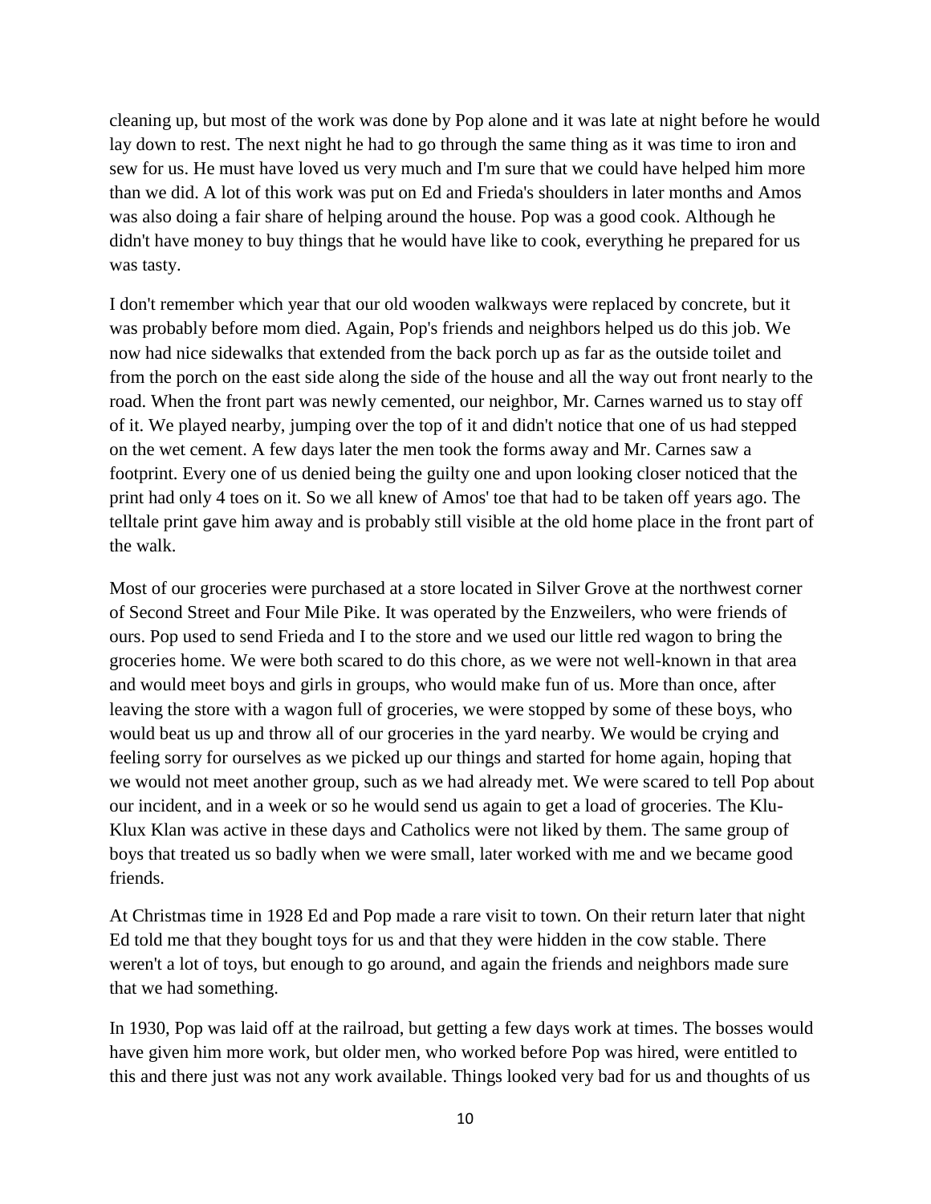cleaning up, but most of the work was done by Pop alone and it was late at night before he would lay down to rest. The next night he had to go through the same thing as it was time to iron and sew for us. He must have loved us very much and I'm sure that we could have helped him more than we did. A lot of this work was put on Ed and Frieda's shoulders in later months and Amos was also doing a fair share of helping around the house. Pop was a good cook. Although he didn't have money to buy things that he would have like to cook, everything he prepared for us was tasty.

I don't remember which year that our old wooden walkways were replaced by concrete, but it was probably before mom died. Again, Pop's friends and neighbors helped us do this job. We now had nice sidewalks that extended from the back porch up as far as the outside toilet and from the porch on the east side along the side of the house and all the way out front nearly to the road. When the front part was newly cemented, our neighbor, Mr. Carnes warned us to stay off of it. We played nearby, jumping over the top of it and didn't notice that one of us had stepped on the wet cement. A few days later the men took the forms away and Mr. Carnes saw a footprint. Every one of us denied being the guilty one and upon looking closer noticed that the print had only 4 toes on it. So we all knew of Amos' toe that had to be taken off years ago. The telltale print gave him away and is probably still visible at the old home place in the front part of the walk.

Most of our groceries were purchased at a store located in Silver Grove at the northwest corner of Second Street and Four Mile Pike. It was operated by the Enzweilers, who were friends of ours. Pop used to send Frieda and I to the store and we used our little red wagon to bring the groceries home. We were both scared to do this chore, as we were not well-known in that area and would meet boys and girls in groups, who would make fun of us. More than once, after leaving the store with a wagon full of groceries, we were stopped by some of these boys, who would beat us up and throw all of our groceries in the yard nearby. We would be crying and feeling sorry for ourselves as we picked up our things and started for home again, hoping that we would not meet another group, such as we had already met. We were scared to tell Pop about our incident, and in a week or so he would send us again to get a load of groceries. The Klu-Klux Klan was active in these days and Catholics were not liked by them. The same group of boys that treated us so badly when we were small, later worked with me and we became good friends.

At Christmas time in 1928 Ed and Pop made a rare visit to town. On their return later that night Ed told me that they bought toys for us and that they were hidden in the cow stable. There weren't a lot of toys, but enough to go around, and again the friends and neighbors made sure that we had something.

In 1930, Pop was laid off at the railroad, but getting a few days work at times. The bosses would have given him more work, but older men, who worked before Pop was hired, were entitled to this and there just was not any work available. Things looked very bad for us and thoughts of us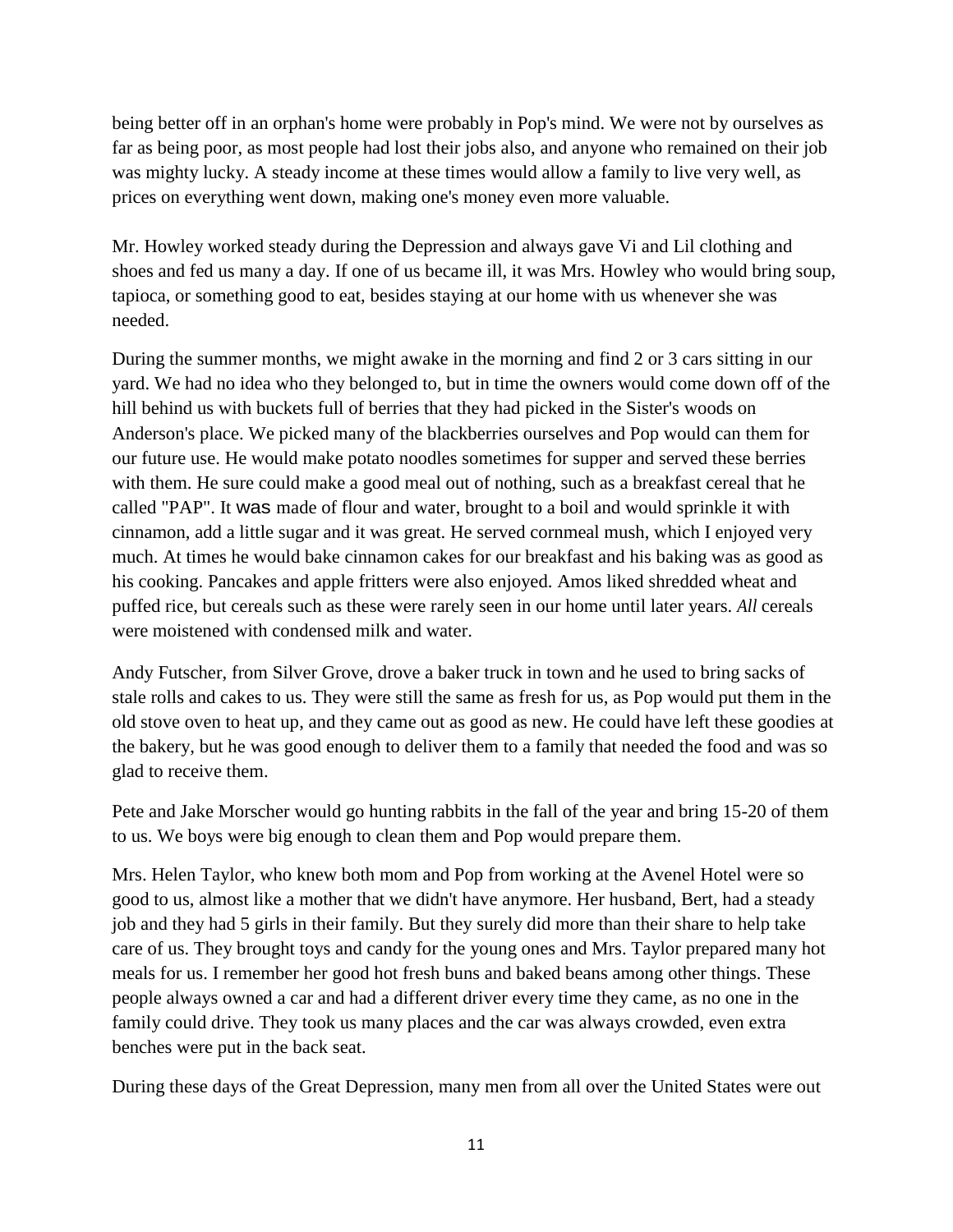being better off in an orphan's home were probably in Pop's mind. We were not by ourselves as far as being poor, as most people had lost their jobs also, and anyone who remained on their job was mighty lucky. A steady income at these times would allow a family to live very well, as prices on everything went down, making one's money even more valuable.

Mr. Howley worked steady during the Depression and always gave Vi and Lil clothing and shoes and fed us many a day. If one of us became ill, it was Mrs. Howley who would bring soup, tapioca, or something good to eat, besides staying at our home with us whenever she was needed.

During the summer months, we might awake in the morning and find 2 or 3 cars sitting in our yard. We had no idea who they belonged to, but in time the owners would come down off of the hill behind us with buckets full of berries that they had picked in the Sister's woods on Anderson's place. We picked many of the blackberries ourselves and Pop would can them for our future use. He would make potato noodles sometimes for supper and served these berries with them. He sure could make a good meal out of nothing, such as a breakfast cereal that he called "PAP". It was made of flour and water, brought to a boil and would sprinkle it with cinnamon, add a little sugar and it was great. He served cornmeal mush, which I enjoyed very much. At times he would bake cinnamon cakes for our breakfast and his baking was as good as his cooking. Pancakes and apple fritters were also enjoyed. Amos liked shredded wheat and puffed rice, but cereals such as these were rarely seen in our home until later years. *All* cereals were moistened with condensed milk and water.

Andy Futscher, from Silver Grove, drove a baker truck in town and he used to bring sacks of stale rolls and cakes to us. They were still the same as fresh for us, as Pop would put them in the old stove oven to heat up, and they came out as good as new. He could have left these goodies at the bakery, but he was good enough to deliver them to a family that needed the food and was so glad to receive them.

Pete and Jake Morscher would go hunting rabbits in the fall of the year and bring 15-20 of them to us. We boys were big enough to clean them and Pop would prepare them.

Mrs. Helen Taylor, who knew both mom and Pop from working at the Avenel Hotel were so good to us, almost like a mother that we didn't have anymore. Her husband, Bert, had a steady job and they had 5 girls in their family. But they surely did more than their share to help take care of us. They brought toys and candy for the young ones and Mrs. Taylor prepared many hot meals for us. I remember her good hot fresh buns and baked beans among other things. These people always owned a car and had a different driver every time they came, as no one in the family could drive. They took us many places and the car was always crowded, even extra benches were put in the back seat.

During these days of the Great Depression, many men from all over the United States were out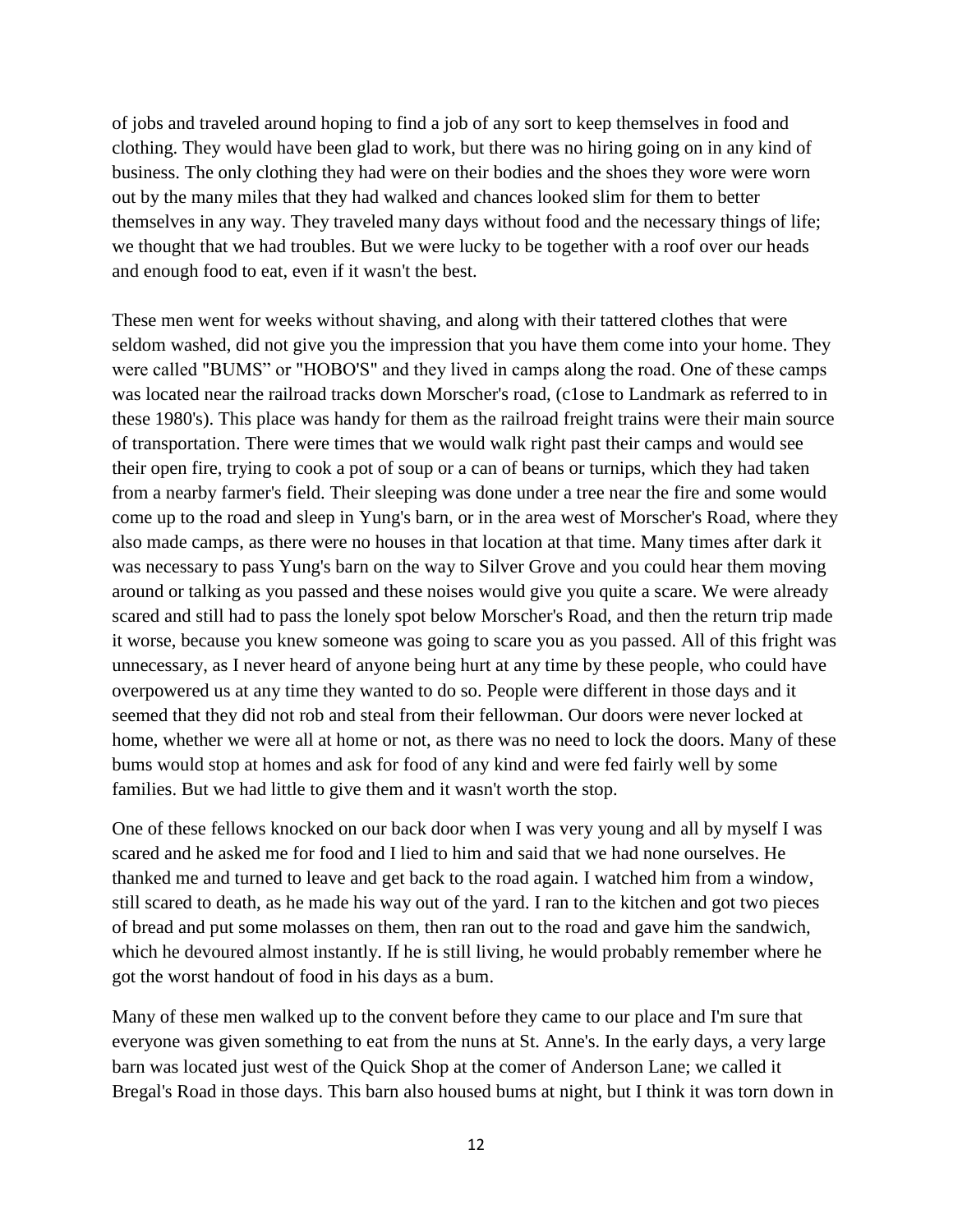of jobs and traveled around hoping to find a job of any sort to keep themselves in food and clothing. They would have been glad to work, but there was no hiring going on in any kind of business. The only clothing they had were on their bodies and the shoes they wore were worn out by the many miles that they had walked and chances looked slim for them to better themselves in any way. They traveled many days without food and the necessary things of life; we thought that we had troubles. But we were lucky to be together with a roof over our heads and enough food to eat, even if it wasn't the best.

These men went for weeks without shaving, and along with their tattered clothes that were seldom washed, did not give you the impression that you have them come into your home. They were called "BUMS" or "HOBO'S" and they lived in camps along the road. One of these camps was located near the railroad tracks down Morscher's road, (c1ose to Landmark as referred to in these 1980's). This place was handy for them as the railroad freight trains were their main source of transportation. There were times that we would walk right past their camps and would see their open fire, trying to cook a pot of soup or a can of beans or turnips, which they had taken from a nearby farmer's field. Their sleeping was done under a tree near the fire and some would come up to the road and sleep in Yung's barn, or in the area west of Morscher's Road, where they also made camps, as there were no houses in that location at that time. Many times after dark it was necessary to pass Yung's barn on the way to Silver Grove and you could hear them moving around or talking as you passed and these noises would give you quite a scare. We were already scared and still had to pass the lonely spot below Morscher's Road, and then the return trip made it worse, because you knew someone was going to scare you as you passed. All of this fright was unnecessary, as I never heard of anyone being hurt at any time by these people, who could have overpowered us at any time they wanted to do so. People were different in those days and it seemed that they did not rob and steal from their fellowman. Our doors were never locked at home, whether we were all at home or not, as there was no need to lock the doors. Many of these bums would stop at homes and ask for food of any kind and were fed fairly well by some families. But we had little to give them and it wasn't worth the stop.

One of these fellows knocked on our back door when I was very young and all by myself I was scared and he asked me for food and I lied to him and said that we had none ourselves. He thanked me and turned to leave and get back to the road again. I watched him from a window, still scared to death, as he made his way out of the yard. I ran to the kitchen and got two pieces of bread and put some molasses on them, then ran out to the road and gave him the sandwich, which he devoured almost instantly. If he is still living, he would probably remember where he got the worst handout of food in his days as a bum.

Many of these men walked up to the convent before they came to our place and I'm sure that everyone was given something to eat from the nuns at St. Anne's. In the early days, a very large barn was located just west of the Quick Shop at the comer of Anderson Lane; we called it Bregal's Road in those days. This barn also housed bums at night, but I think it was torn down in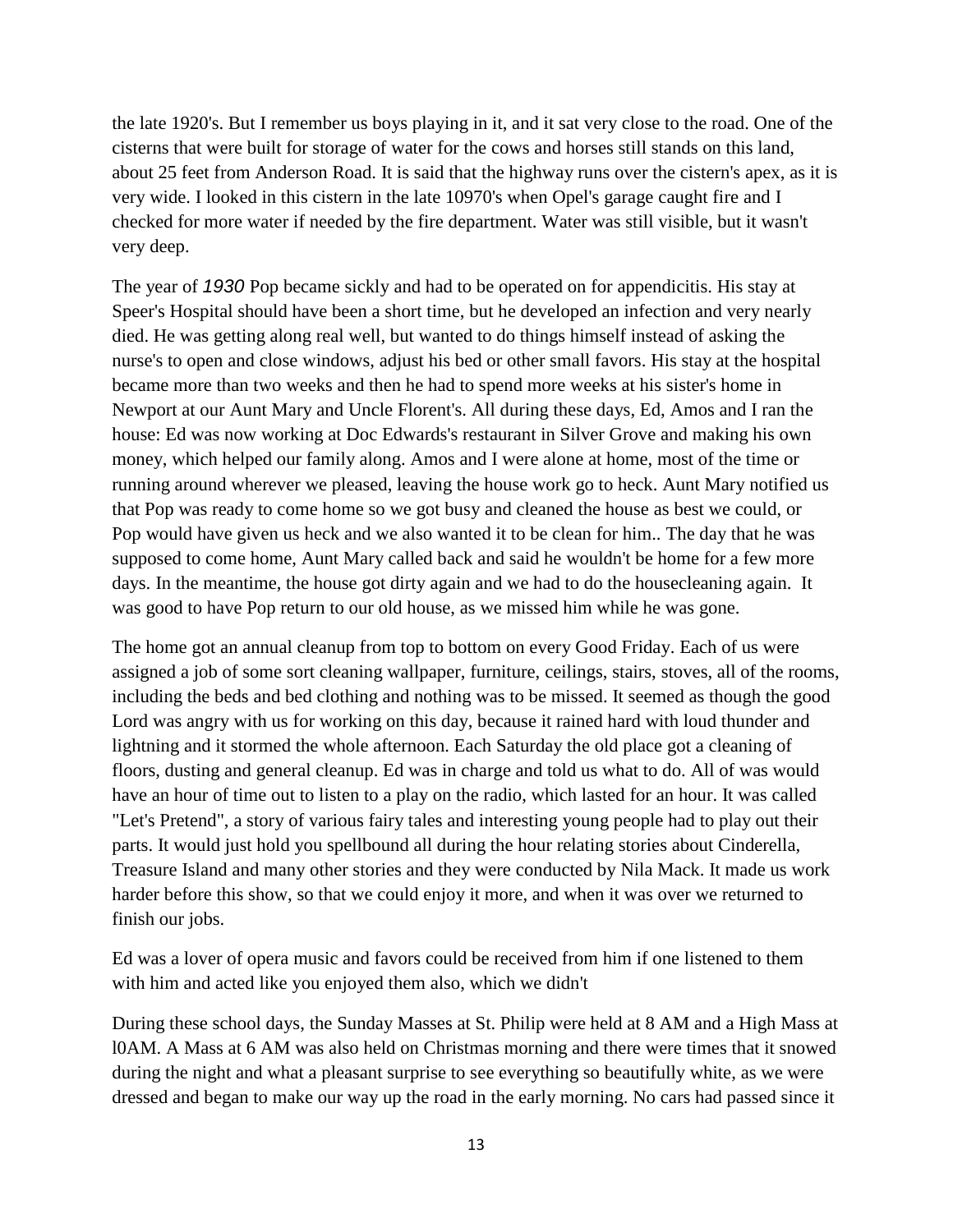the late 1920's. But I remember us boys playing in it, and it sat very close to the road. One of the cisterns that were built for storage of water for the cows and horses still stands on this land, about 25 feet from Anderson Road. It is said that the highway runs over the cistern's apex, as it is very wide. I looked in this cistern in the late 10970's when Opel's garage caught fire and I checked for more water if needed by the fire department. Water was still visible, but it wasn't very deep.

The year of *1930* Pop became sickly and had to be operated on for appendicitis. His stay at Speer's Hospital should have been a short time, but he developed an infection and very nearly died. He was getting along real well, but wanted to do things himself instead of asking the nurse's to open and close windows, adjust his bed or other small favors. His stay at the hospital became more than two weeks and then he had to spend more weeks at his sister's home in Newport at our Aunt Mary and Uncle Florent's. All during these days, Ed, Amos and I ran the house: Ed was now working at Doc Edwards's restaurant in Silver Grove and making his own money, which helped our family along. Amos and I were alone at home, most of the time or running around wherever we pleased, leaving the house work go to heck. Aunt Mary notified us that Pop was ready to come home so we got busy and cleaned the house as best we could, or Pop would have given us heck and we also wanted it to be clean for him.. The day that he was supposed to come home, Aunt Mary called back and said he wouldn't be home for a few more days. In the meantime, the house got dirty again and we had to do the housecleaning again. It was good to have Pop return to our old house, as we missed him while he was gone.

The home got an annual cleanup from top to bottom on every Good Friday. Each of us were assigned a job of some sort cleaning wallpaper, furniture, ceilings, stairs, stoves, all of the rooms, including the beds and bed clothing and nothing was to be missed. It seemed as though the good Lord was angry with us for working on this day, because it rained hard with loud thunder and lightning and it stormed the whole afternoon. Each Saturday the old place got a cleaning of floors, dusting and general cleanup. Ed was in charge and told us what to do. All of was would have an hour of time out to listen to a play on the radio, which lasted for an hour. It was called "Let's Pretend", a story of various fairy tales and interesting young people had to play out their parts. It would just hold you spellbound all during the hour relating stories about Cinderella, Treasure Island and many other stories and they were conducted by Nila Mack. It made us work harder before this show, so that we could enjoy it more, and when it was over we returned to finish our jobs.

Ed was a lover of opera music and favors could be received from him if one listened to them with him and acted like you enjoyed them also, which we didn't

During these school days, the Sunday Masses at St. Philip were held at 8 AM and a High Mass at l0AM. A Mass at 6 AM was also held on Christmas morning and there were times that it snowed during the night and what a pleasant surprise to see everything so beautifully white, as we were dressed and began to make our way up the road in the early morning. No cars had passed since it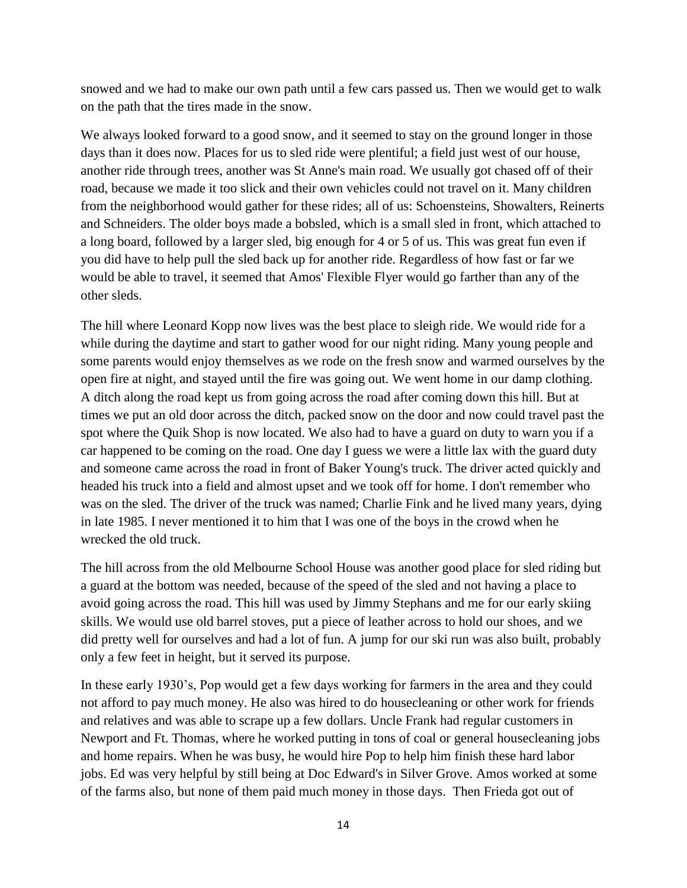snowed and we had to make our own path until a few cars passed us. Then we would get to walk on the path that the tires made in the snow.

We always looked forward to a good snow, and it seemed to stay on the ground longer in those days than it does now. Places for us to sled ride were plentiful; a field just west of our house, another ride through trees, another was St Anne's main road. We usually got chased off of their road, because we made it too slick and their own vehicles could not travel on it. Many children from the neighborhood would gather for these rides; all of us: Schoensteins, Showalters, Reinerts and Schneiders. The older boys made a bobsled, which is a small sled in front, which attached to a long board, followed by a larger sled, big enough for 4 or 5 of us. This was great fun even if you did have to help pull the sled back up for another ride. Regardless of how fast or far we would be able to travel, it seemed that Amos' Flexible Flyer would go farther than any of the other sleds.

The hill where Leonard Kopp now lives was the best place to sleigh ride. We would ride for a while during the daytime and start to gather wood for our night riding. Many young people and some parents would enjoy themselves as we rode on the fresh snow and warmed ourselves by the open fire at night, and stayed until the fire was going out. We went home in our damp clothing. A ditch along the road kept us from going across the road after coming down this hill. But at times we put an old door across the ditch, packed snow on the door and now could travel past the spot where the Quik Shop is now located. We also had to have a guard on duty to warn you if a car happened to be coming on the road. One day I guess we were a little lax with the guard duty and someone came across the road in front of Baker Young's truck. The driver acted quickly and headed his truck into a field and almost upset and we took off for home. I don't remember who was on the sled. The driver of the truck was named; Charlie Fink and he lived many years, dying in late 1985. I never mentioned it to him that I was one of the boys in the crowd when he wrecked the old truck.

The hill across from the old Melbourne School House was another good place for sled riding but a guard at the bottom was needed, because of the speed of the sled and not having a place to avoid going across the road. This hill was used by Jimmy Stephans and me for our early skiing skills. We would use old barrel stoves, put a piece of leather across to hold our shoes, and we did pretty well for ourselves and had a lot of fun. A jump for our ski run was also built, probably only a few feet in height, but it served its purpose.

In these early 1930's, Pop would get a few days working for farmers in the area and they could not afford to pay much money. He also was hired to do housecleaning or other work for friends and relatives and was able to scrape up a few dollars. Uncle Frank had regular customers in Newport and Ft. Thomas, where he worked putting in tons of coal or general housecleaning jobs and home repairs. When he was busy, he would hire Pop to help him finish these hard labor jobs. Ed was very helpful by still being at Doc Edward's in Silver Grove. Amos worked at some of the farms also, but none of them paid much money in those days. Then Frieda got out of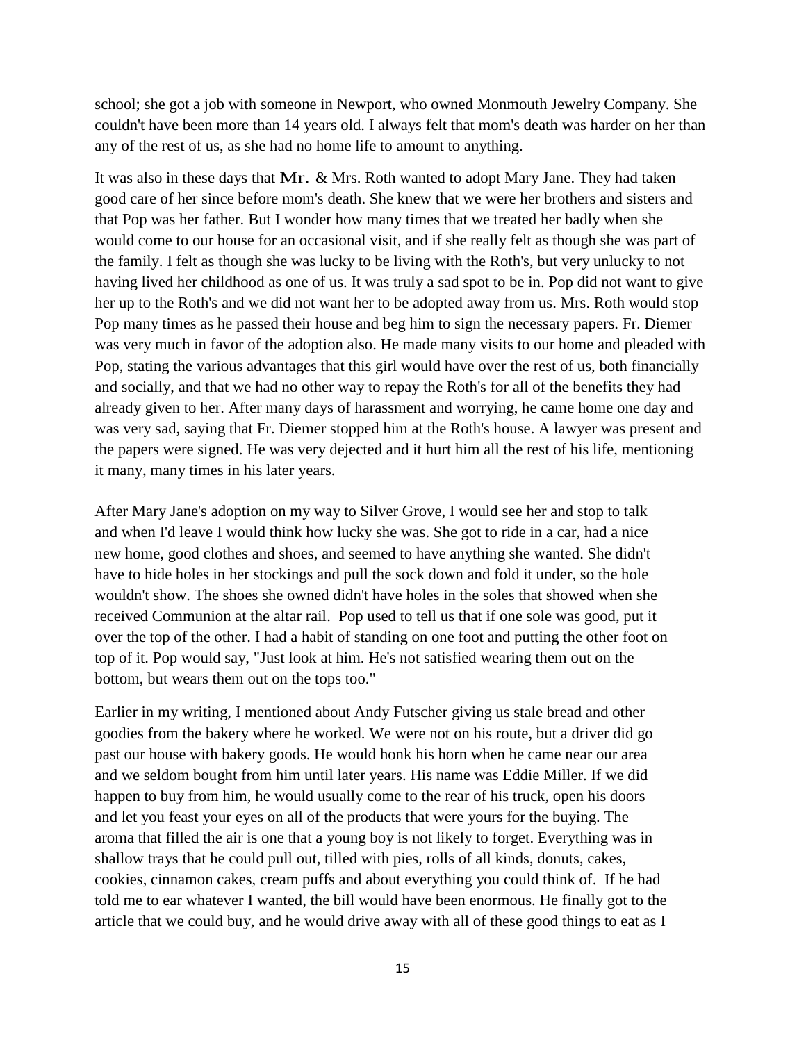school; she got a job with someone in Newport, who owned Monmouth Jewelry Company. She couldn't have been more than 14 years old. I always felt that mom's death was harder on her than any of the rest of us, as she had no home life to amount to anything.

It was also in these days that Mr. & Mrs. Roth wanted to adopt Mary Jane. They had taken good care of her since before mom's death. She knew that we were her brothers and sisters and that Pop was her father. But I wonder how many times that we treated her badly when she would come to our house for an occasional visit, and if she really felt as though she was part of the family. I felt as though she was lucky to be living with the Roth's, but very unlucky to not having lived her childhood as one of us. It was truly a sad spot to be in. Pop did not want to give her up to the Roth's and we did not want her to be adopted away from us. Mrs. Roth would stop Pop many times as he passed their house and beg him to sign the necessary papers. Fr. Diemer was very much in favor of the adoption also. He made many visits to our home and pleaded with Pop, stating the various advantages that this girl would have over the rest of us, both financially and socially, and that we had no other way to repay the Roth's for all of the benefits they had already given to her. After many days of harassment and worrying, he came home one day and was very sad, saying that Fr. Diemer stopped him at the Roth's house. A lawyer was present and the papers were signed. He was very dejected and it hurt him all the rest of his life, mentioning it many, many times in his later years.

After Mary Jane's adoption on my way to Silver Grove, I would see her and stop to talk and when I'd leave I would think how lucky she was. She got to ride in a car, had a nice new home, good clothes and shoes, and seemed to have anything she wanted. She didn't have to hide holes in her stockings and pull the sock down and fold it under, so the hole wouldn't show. The shoes she owned didn't have holes in the soles that showed when she received Communion at the altar rail. Pop used to tell us that if one sole was good, put it over the top of the other. I had a habit of standing on one foot and putting the other foot on top of it. Pop would say, "Just look at him. He's not satisfied wearing them out on the bottom, but wears them out on the tops too."

Earlier in my writing, I mentioned about Andy Futscher giving us stale bread and other goodies from the bakery where he worked. We were not on his route, but a driver did go past our house with bakery goods. He would honk his horn when he came near our area and we seldom bought from him until later years. His name was Eddie Miller. If we did happen to buy from him, he would usually come to the rear of his truck, open his doors and let you feast your eyes on all of the products that were yours for the buying. The aroma that filled the air is one that a young boy is not likely to forget. Everything was in shallow trays that he could pull out, tilled with pies, rolls of all kinds, donuts, cakes, cookies, cinnamon cakes, cream puffs and about everything you could think of. If he had told me to ear whatever I wanted, the bill would have been enormous. He finally got to the article that we could buy, and he would drive away with all of these good things to eat as I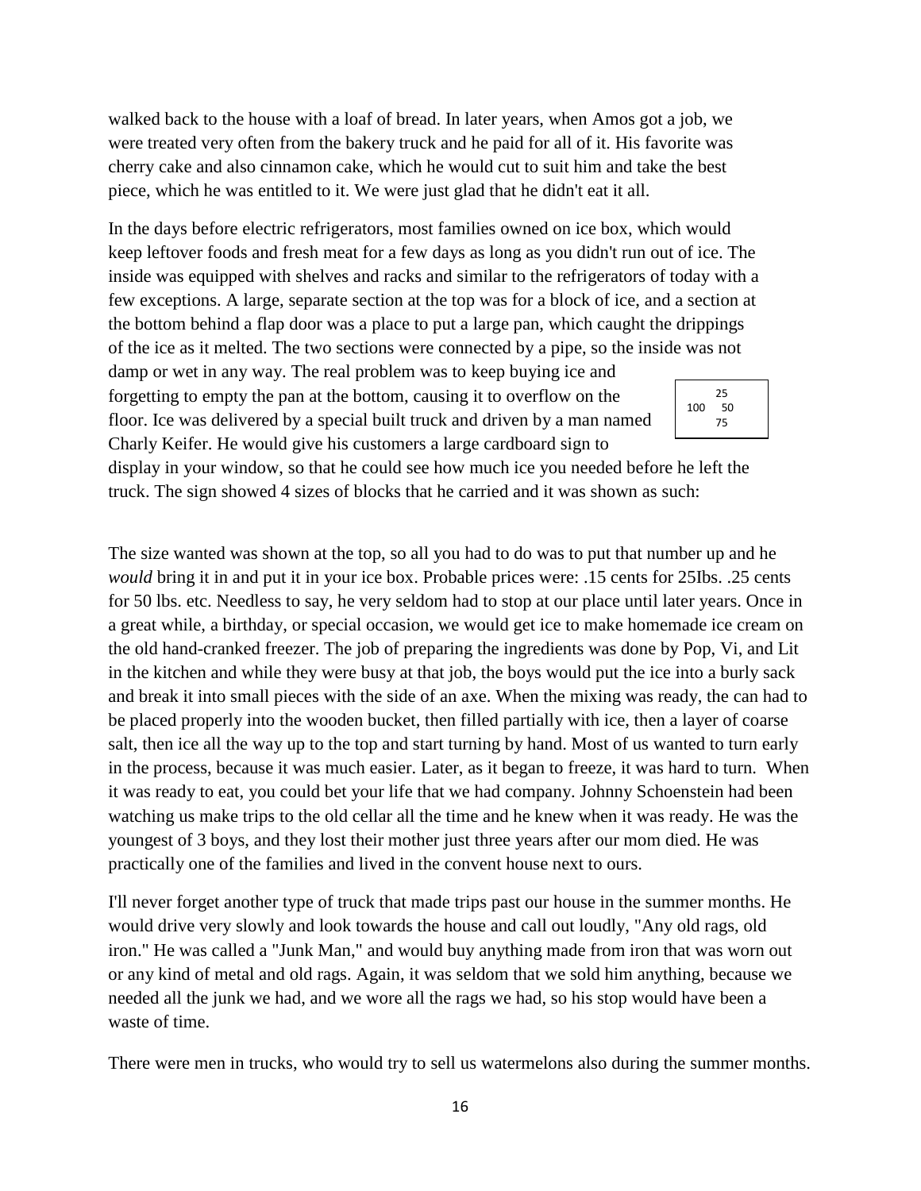walked back to the house with a loaf of bread. In later years, when Amos got a job, we were treated very often from the bakery truck and he paid for all of it. His favorite was cherry cake and also cinnamon cake, which he would cut to suit him and take the best piece, which he was entitled to it. We were just glad that he didn't eat it all.

In the days before electric refrigerators, most families owned on ice box, which would keep leftover foods and fresh meat for a few days as long as you didn't run out of ice. The inside was equipped with shelves and racks and similar to the refrigerators of today with a few exceptions. A large, separate section at the top was for a block of ice, and a section at the bottom behind a flap door was a place to put a large pan, which caught the drippings of the ice as it melted. The two sections were connected by a pipe, so the inside was not damp or wet in any way. The real problem was to keep buying ice and forgetting to empty the pan at the bottom, causing it to overflow on the floor. Ice was delivered by a special built truck and driven by a man named Charly Keifer. He would give his customers a large cardboard sign to display in your window, so that he could see how much ice you needed before he left the truck. The sign showed 4 sizes of blocks that he carried and it was shown as such:

```
     25
100      50
     75
```

The size wanted was shown at the top, so all you had to do was to put that number up and he *would* bring it in and put it in your ice box. Probable prices were: .15 cents for 25Ibs. .25 cents for 50 lbs. etc. Needless to say, he very seldom had to stop at our place until later years. Once in a great while, a birthday, or special occasion, we would get ice to make homemade ice cream on the old hand-cranked freezer. The job of preparing the ingredients was done by Pop, Vi, and Lit in the kitchen and while they were busy at that job, the boys would put the ice into a burly sack and break it into small pieces with the side of an axe. When the mixing was ready, the can had to be placed properly into the wooden bucket, then filled partially with ice, then a layer of coarse salt, then ice all the way up to the top and start turning by hand. Most of us wanted to turn early in the process, because it was much easier. Later, as it began to freeze, it was hard to turn. When it was ready to eat, you could bet your life that we had company. Johnny Schoenstein had been watching us make trips to the old cellar all the time and he knew when it was ready. He was the youngest of 3 boys, and they lost their mother just three years after our mom died. He was practically one of the families and lived in the convent house next to ours.

I'll never forget another type of truck that made trips past our house in the summer months. He would drive very slowly and look towards the house and call out loudly, "Any old rags, old iron." He was called a "Junk Man," and would buy anything made from iron that was worn out or any kind of metal and old rags. Again, it was seldom that we sold him anything, because we needed all the junk we had, and we wore all the rags we had, so his stop would have been a waste of time.

There were men in trucks, who would try to sell us watermelons also during the summer months.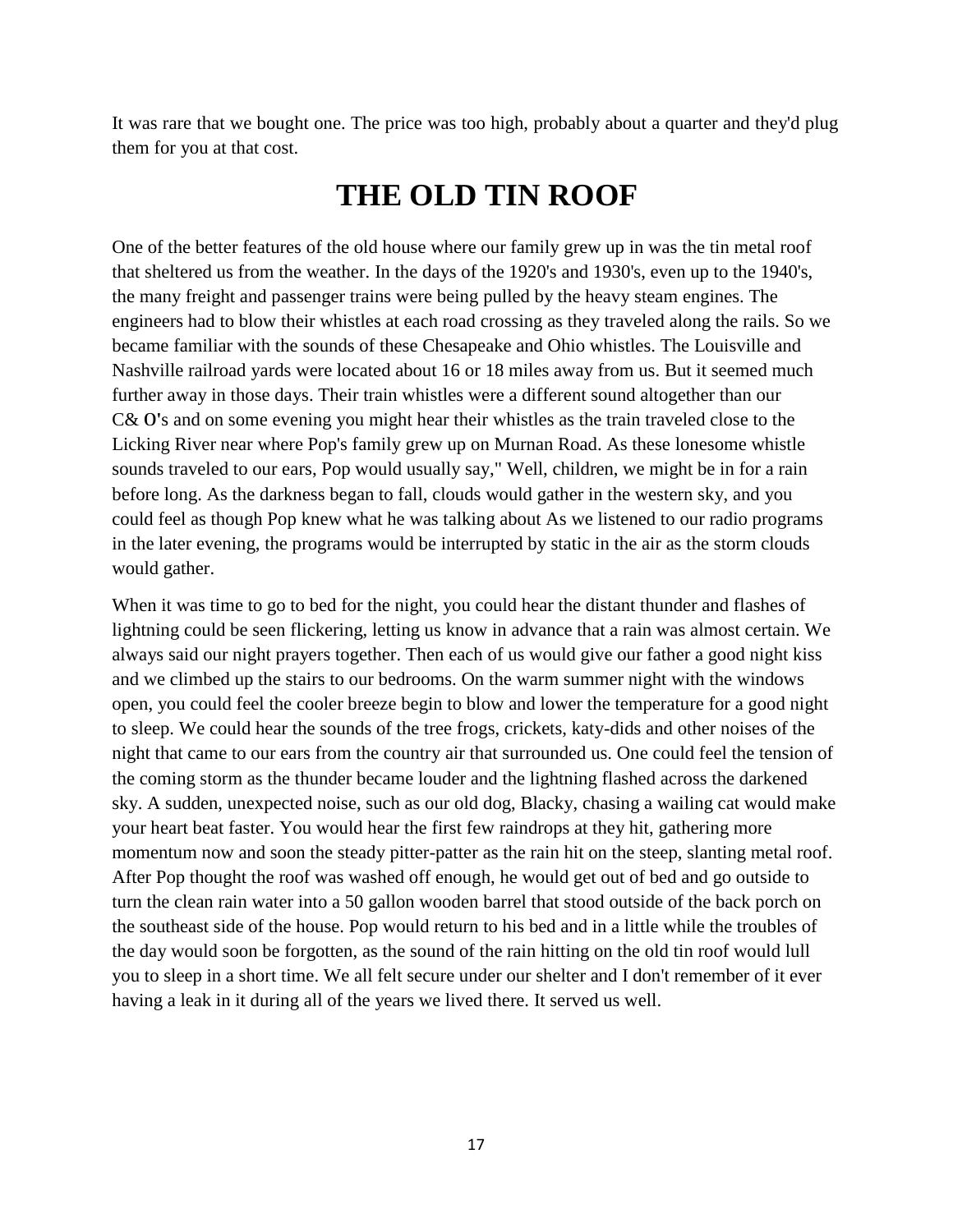It was rare that we bought one. The price was too high, probably about a quarter and they'd plug them for you at that cost.

# THE OLD TIN ROOF

One of the better features of the old house where our family grew up in was the tin metal roof that sheltered us from the weather. In the days of the 1920's and 1930's, even up to the 1940's, the many freight and passenger trains were being pulled by the heavy steam engines. The engineers had to blow their whistles at each road crossing as they traveled along the rails. So we became familiar with the sounds of these Chesapeake and Ohio whistles. The Louisville and Nashville railroad yards were located about 16 or 18 miles away from us. But it seemed much further away in those days. Their train whistles were a different sound altogether than our C& O's and on some evening you might hear their whistles as the train traveled close to the Licking River near where Pop's family grew up on Murnan Road. As these lonesome whistle sounds traveled to our ears, Pop would usually say," Well, children, we might be in for a rain before long. As the darkness began to fall, clouds would gather in the western sky, and you could feel as though Pop knew what he was talking about As we listened to our radio programs in the later evening, the programs would be interrupted by static in the air as the storm clouds would gather.

When it was time to go to bed for the night, you could hear the distant thunder and flashes of lightning could be seen flickering, letting us know in advance that a rain was almost certain. We always said our night prayers together. Then each of us would give our father a good night kiss and we climbed up the stairs to our bedrooms. On the warm summer night with the windows open, you could feel the cooler breeze begin to blow and lower the temperature for a good night to sleep. We could hear the sounds of the tree frogs, crickets, katy-dids and other noises of the night that came to our ears from the country air that surrounded us. One could feel the tension of the coming storm as the thunder became louder and the lightning flashed across the darkened sky. A sudden, unexpected noise, such as our old dog, Blacky, chasing a wailing cat would make your heart beat faster. You would hear the first few raindrops at they hit, gathering more momentum now and soon the steady pitter-patter as the rain hit on the steep, slanting metal roof. After Pop thought the roof was washed off enough, he would get out of bed and go outside to turn the clean rain water into a 50 gallon wooden barrel that stood outside of the back porch on the southeast side of the house. Pop would return to his bed and in a little while the troubles of the day would soon be forgotten, as the sound of the rain hitting on the old tin roof would lull you to sleep in a short time. We all felt secure under our shelter and I don't remember of it ever having a leak in it during all of the years we lived there. It served us well.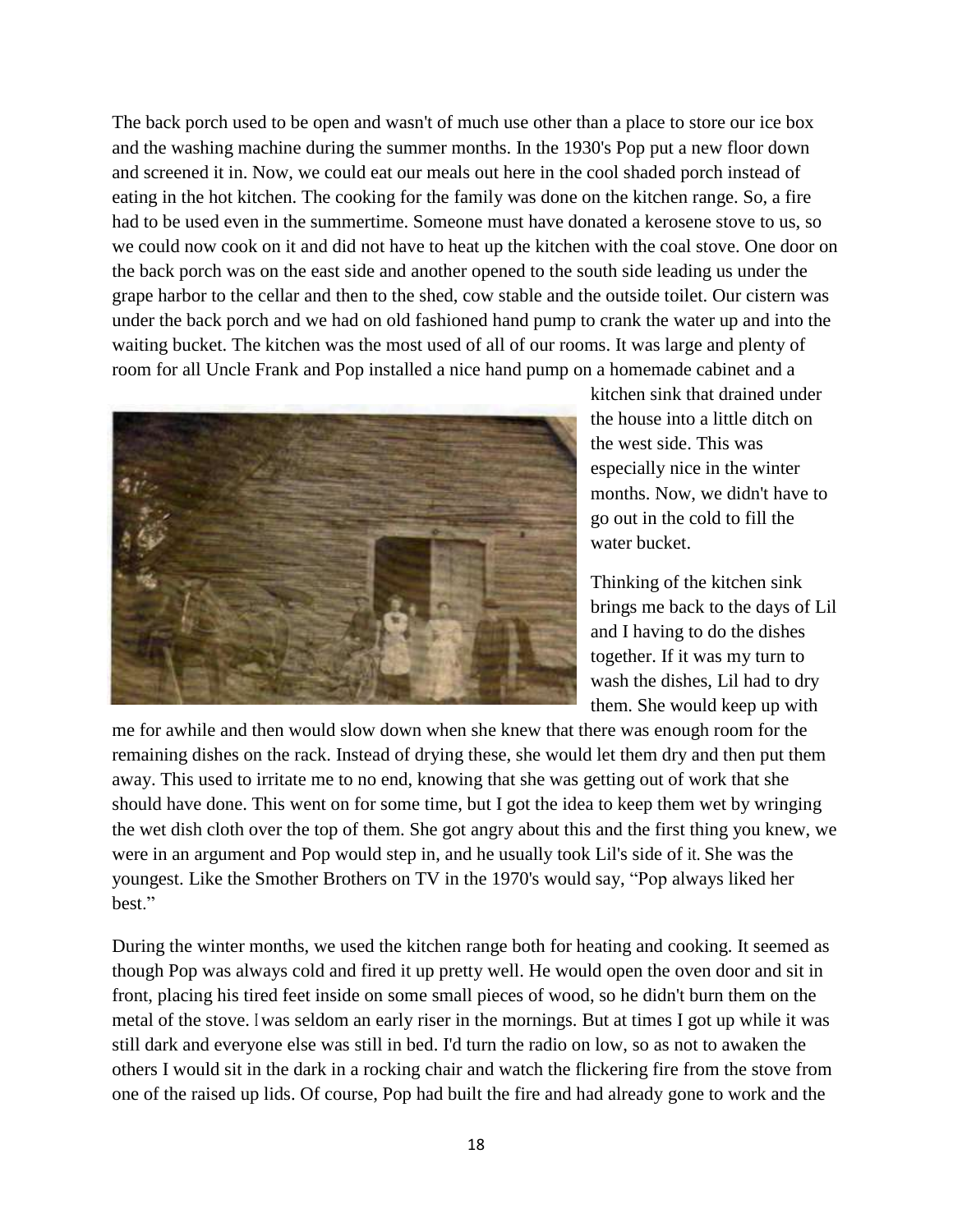The back porch used to be open and wasn't of much use other than a place to store our ice box and the washing machine during the summer months. In the 1930's Pop put a new floor down and screened it in. Now, we could eat our meals out here in the cool shaded porch instead of eating in the hot kitchen. The cooking for the family was done on the kitchen range. So, a fire had to be used even in the summertime. Someone must have donated a kerosene stove to us, so we could now cook on it and did not have to heat up the kitchen with the coal stove. One door on the back porch was on the east side and another opened to the south side leading us under the grape harbor to the cellar and then to the shed, cow stable and the outside toilet. Our cistern was under the back porch and we had on old fashioned hand pump to crank the water up and into the waiting bucket. The kitchen was the most used of all of our rooms. It was large and plenty of room for all Uncle Frank and Pop installed a nice hand pump on a homemade cabinet and a kitchen sink that drained under the house into a little ditch on the west side. This was especially nice in the winter months. Now, we didn't have to go out in the cold to fill the water bucket.

Thinking of the kitchen sink brings me back to the days of Lil and I having to do the dishes together. If it was my turn to wash the dishes, Lil had to dry them. She would keep up with me for awhile and then would slow down when she knew that there was enough room for the remaining dishes on the rack. Instead of drying these, she would let them dry and then put them away. This used to irritate me to no end, knowing that she was getting out of work that she should have done. This went on for some time, but I got the idea to keep them wet by wringing the wet dish cloth over the top of them. She got angry about this and the first thing you knew, we were in an argument and Pop would step in, and he usually took Lil's side of it. She was the youngest. Like the Smother Brothers on TV in the 1970's would say, "Pop always liked her best."

During the winter months, we used the kitchen range both for heating and cooking. It seemed as though Pop was always cold and fired it up pretty well. He would open the oven door and sit in front, placing his tired feet inside on some small pieces of wood, so he didn't burn them on the metal of the stove. I was seldom an early riser in the mornings. But at times I got up while it was still dark and everyone else was still in bed. I'd turn the radio on low, so as not to awaken the others I would sit in the dark in a rocking chair and watch the flickering fire from the stove from one of the raised up lids. Of course, Pop had built the fire and had already gone to work and the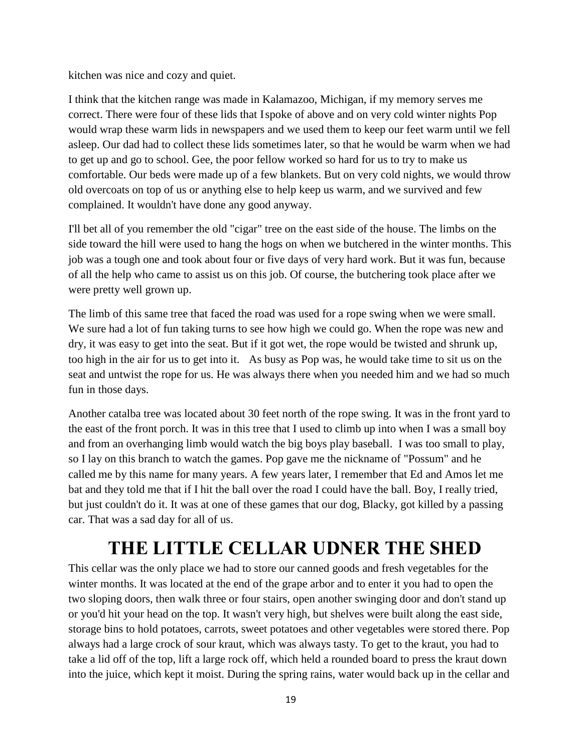kitchen was nice and cozy and quiet.

I think that the kitchen range was made in Kalamazoo, Michigan, if my memory serves me correct. There were four of these lids that I spoke of above and on very cold winter nights Pop would wrap these warm lids in newspapers and we used them to keep our feet warm until we fell asleep. Our dad had to collect these lids sometimes later, so that he would be warm when we had to get up and go to school. Gee, the poor fellow worked so hard for us to try to make us comfortable. Our beds were made up of a few blankets. But on very cold nights, we would throw old overcoats on top of us or anything else to help keep us warm, and we survived and few complained. It wouldn't have done any good anyway.

I'll bet all of you remember the old "cigar" tree on the east side of the house. The limbs on the side toward the hill were used to hang the hogs on when we butchered in the winter months. This job was a tough one and took about four or five days of very hard work. But it was fun, because of all the help who came to assist us on this job. Of course, the butchering took place after we were pretty well grown up.

The limb of this same tree that faced the road was used for a rope swing when we were small. We sure had a lot of fun taking turns to see how high we could go. When the rope was new and dry, it was easy to get into the seat. But if it got wet, the rope would be twisted and shrunk up, too high in the air for us to get into it. As busy as Pop was, he would take time to sit us on the seat and untwist the rope for us. He was always there when you needed him and we had so much fun in those days.

Another catalba tree was located about 30 feet north of the rope swing. It was in the front yard to the east of the front porch. It was in this tree that I used to climb up into when I was a small boy and from an overhanging limb would watch the big boys play baseball. I was too small to play, so I lay on this branch to watch the games. Pop gave me the nickname of "Possum" and he called me by this name for many years. A few years later, I remember that Ed and Amos let me bat and they told me that if I hit the ball over the road I could have the ball. Boy, I really tried, but just couldn't do it. It was at one of these games that our dog, Blacky, got killed by a passing car. That was a sad day for all of us.

# THE LITTLE CELLAR UDNER THE SHED

This cellar was the only place we had to store our canned goods and fresh vegetables for the winter months. It was located at the end of the grape arbor and to enter it you had to open the two sloping doors, then walk three or four stairs, open another swinging door and don't stand up or you'd hit your head on the top. It wasn't very high, but shelves were built along the east side, storage bins to hold potatoes, carrots, sweet potatoes and other vegetables were stored there. Pop always had a large crock of sour kraut, which was always tasty. To get to the kraut, you had to take a lid off of the top, lift a large rock off, which held a rounded board to press the kraut down into the juice, which kept it moist. During the spring rains, water would back up in the cellar and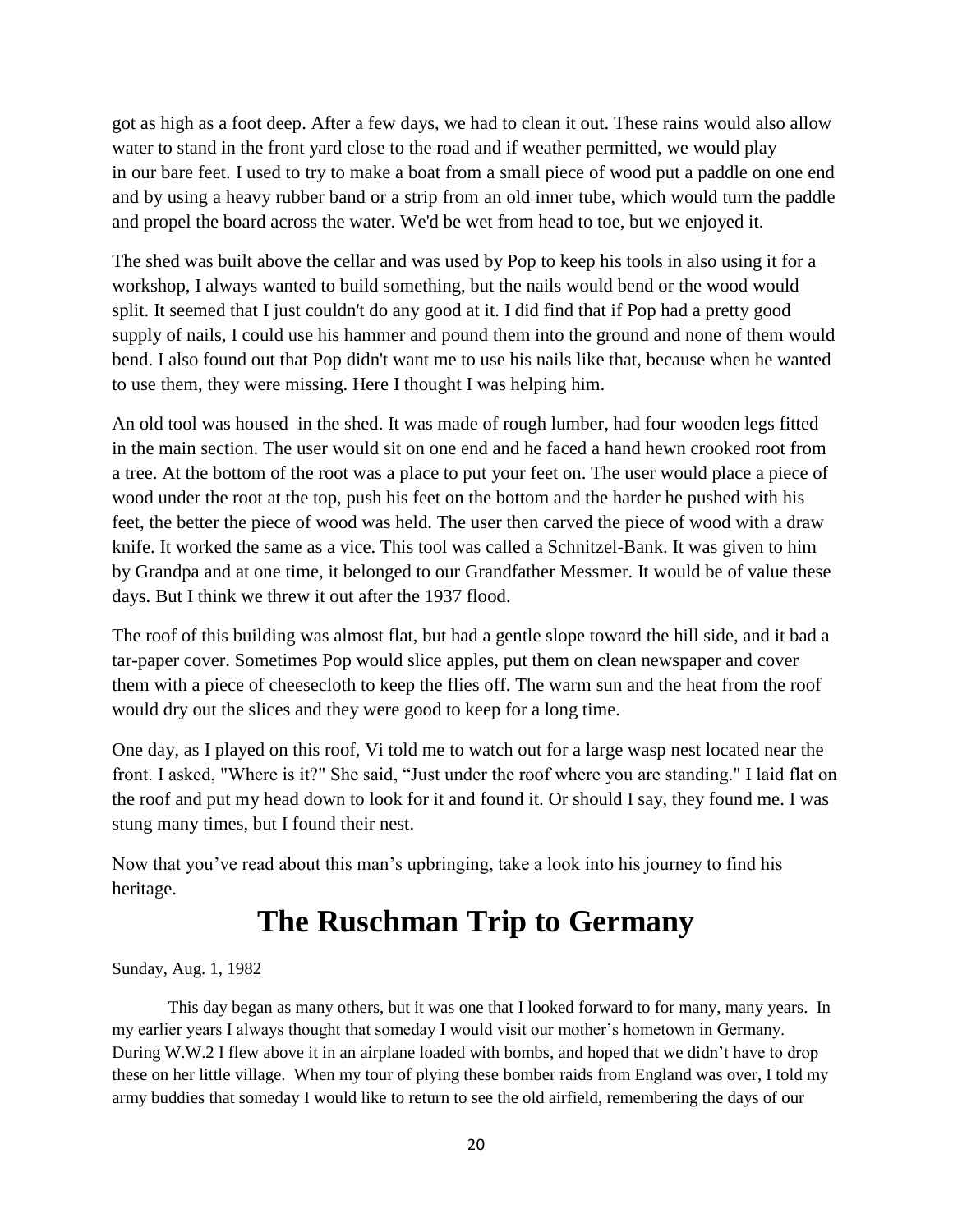got as high as a foot deep. After a few days, we had to clean it out. These rains would also allow water to stand in the front yard close to the road and if weather permitted, we would play in our bare feet. I used to try to make a boat from a small piece of wood put a paddle on one end and by using a heavy rubber band or a strip from an old inner tube, which would turn the paddle and propel the board across the water. We'd be wet from head to toe, but we enjoyed it.

The shed was built above the cellar and was used by Pop to keep his tools in also using it for a workshop, I always wanted to build something, but the nails would bend or the wood would split. It seemed that I just couldn't do any good at it. I did find that if Pop had a pretty good supply of nails, I could use his hammer and pound them into the ground and none of them would bend. I also found out that Pop didn't want me to use his nails like that, because when he wanted to use them, they were missing. Here I thought I was helping him.

An old tool was housed in the shed. It was made of rough lumber, had four wooden legs fitted in the main section. The user would sit on one end and he faced a hand hewn crooked root from a tree. At the bottom of the root was a place to put your feet on. The user would place a piece of wood under the root at the top, push his feet on the bottom and the harder he pushed with his feet, the better the piece of wood was held. The user then carved the piece of wood with a draw knife. It worked the same as a vice. This tool was called a Schnitzel-Bank. It was given to him by Grandpa and at one time, it belonged to our Grandfather Messmer. It would be of value these days. But I think we threw it out after the 1937 flood.

The roof of this building was almost flat, but had a gentle slope toward the hill side, and it bad a tar-paper cover. Sometimes Pop would slice apples, put them on clean newspaper and cover them with a piece of cheesecloth to keep the flies off. The warm sun and the heat from the roof would dry out the slices and they were good to keep for a long time.

One day, as I played on this roof, Vi told me to watch out for a large wasp nest located near the front. I asked, "Where is it?" She said, "Just under the roof where you are standing." I laid flat on the roof and put my head down to look for it and found it. Or should I say, they found me. I was stung many times, but I found their nest.

Now that you've read about this man's upbringing, take a look into his journey to find his heritage.

# The Ruschman Trip to Germany

Sunday, Aug. 1, 1982

This day began as many others, but it was one that I looked forward to for many, many years. In my earlier years I always thought that someday I would visit our mother's hometown in Germany. During W.W.2 I flew above it in an airplane loaded with bombs, and hoped that we didn't have to drop these on her little village. When my tour of plying these bomber raids from England was over, I told my army buddies that someday I would like to return to see the old airfield, remembering the days of our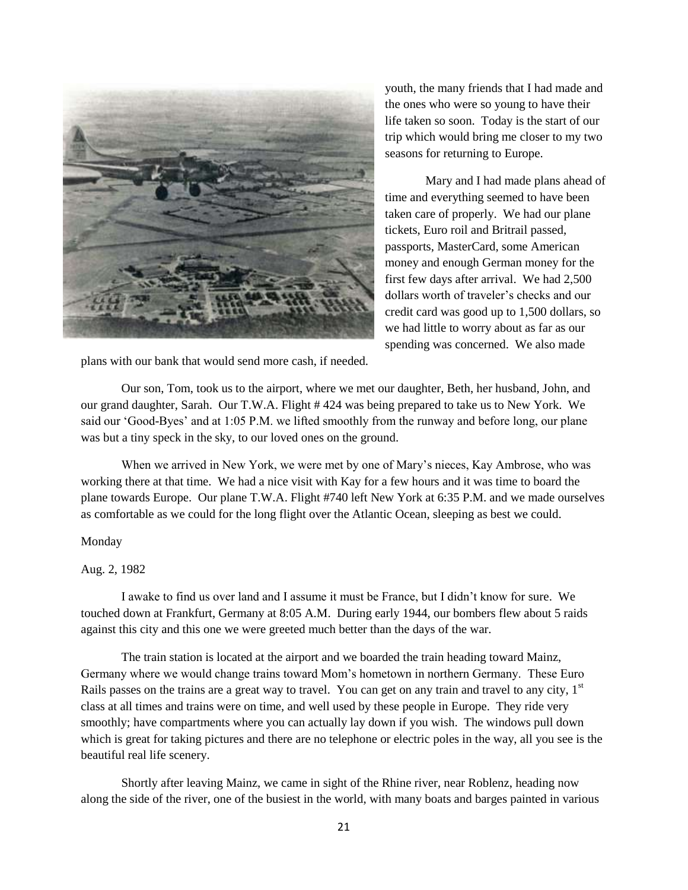youth, the many friends that I had made and the ones who were so young to have their life taken so soon. Today is the start of our trip which would bring me closer to my two seasons for returning to Europe.

Mary and I had made plans ahead of time and everything seemed to have been taken care of properly. We had our plane tickets, Euro roil and Britrail passed, passports, MasterCard, some American money and enough German money for the first few days after arrival. We had 2,500 dollars worth of traveler's checks and our credit card was good up to 1,500 dollars, so we had little to worry about as far as our spending was concerned. We also made plans with our bank that would send more cash, if needed.

Our son, Tom, took us to the airport, where we met our daughter, Beth, her husband, John, and our grand daughter, Sarah. Our T.W.A. Flight # 424 was being prepared to take us to New York. We said our 'Good-Byes' and at 1:05 P.M. we lifted smoothly from the runway and before long, our plane was but a tiny speck in the sky, to our loved ones on the ground.

When we arrived in New York, we were met by one of Mary's nieces, Kay Ambrose, who was working there at that time. We had a nice visit with Kay for a few hours and it was time to board the plane towards Europe. Our plane T.W.A. Flight #740 left New York at 6:35 P.M. and we made ourselves as comfortable as we could for the long flight over the Atlantic Ocean, sleeping as best we could.

Monday

Aug. 2, 1982

I awake to find us over land and I assume it must be France, but I didn't know for sure. We touched down at Frankfurt, Germany at 8:05 A.M. During early 1944, our bombers flew about 5 raids against this city and this one we were greeted much better than the days of the war.

The train station is located at the airport and we boarded the train heading toward Mainz, Germany where we would change trains toward Mom's hometown in northern Germany. These Euro Rails passes on the trains are a great way to travel. You can get on any train and travel to any city, 1st class at all times and trains were on time, and well used by these people in Europe. They ride very smoothly; have compartments where you can actually lay down if you wish. The windows pull down which is great for taking pictures and there are no telephone or electric poles in the way, all you see is the beautiful real life scenery.

Shortly after leaving Mainz, we came in sight of the Rhine river, near Roblenz, heading now along the side of the river, one of the busiest in the world, with many boats and barges painted in various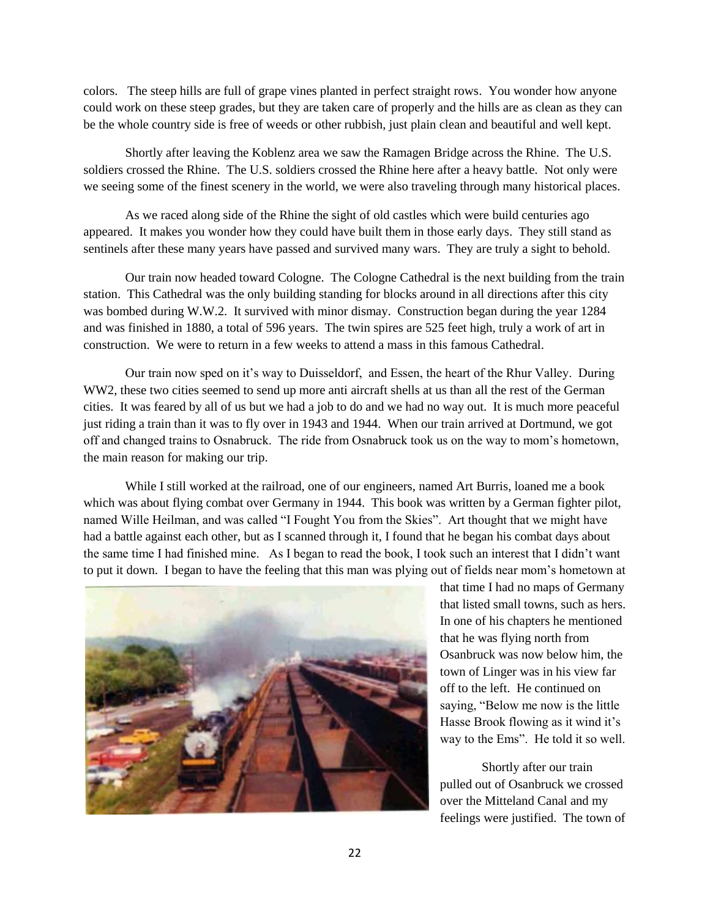colors. The steep hills are full of grape vines planted in perfect straight rows. You wonder how anyone could work on these steep grades, but they are taken care of properly and the hills are as clean as they can be the whole country side is free of weeds or other rubbish, just plain clean and beautiful and well kept.

Shortly after leaving the Koblenz area we saw the Ramagen Bridge across the Rhine. The U.S. soldiers crossed the Rhine. The U.S. soldiers crossed the Rhine here after a heavy battle. Not only were we seeing some of the finest scenery in the world, we were also traveling through many historical places.

As we raced along side of the Rhine the sight of old castles which were build centuries ago appeared. It makes you wonder how they could have built them in those early days. They still stand as sentinels after these many years have passed and survived many wars. They are truly a sight to behold.

Our train now headed toward Cologne. The Cologne Cathedral is the next building from the train station. This Cathedral was the only building standing for blocks around in all directions after this city was bombed during W.W.2. It survived with minor dismay. Construction began during the year 1284 and was finished in 1880, a total of 596 years. The twin spires are 525 feet high, truly a work of art in construction. We were to return in a few weeks to attend a mass in this famous Cathedral.

Our train now sped on it's way to Duisseldorf, and Essen, the heart of the Rhur Valley. During WW2, these two cities seemed to send up more anti aircraft shells at us than all the rest of the German cities. It was feared by all of us but we had a job to do and we had no way out. It is much more peaceful just riding a train than it was to fly over in 1943 and 1944. When our train arrived at Dortmund, we got off and changed trains to Osnabruck. The ride from Osnabruck took us on the way to mom's hometown, the main reason for making our trip.

While I still worked at the railroad, one of our engineers, named Art Burris, loaned me a book which was about flying combat over Germany in 1944. This book was written by a German fighter pilot, named Wille Heilman, and was called "I Fought You from the Skies". Art thought that we might have had a battle against each other, but as I scanned through it, I found that he began his combat days about the same time I had finished mine. As I began to read the book, I took such an interest that I didn't want to put it down. I began to have the feeling that this man was plying out of fields near mom's hometown at that time I had no maps of Germany that listed small towns, such as hers. In one of his chapters he mentioned that he was flying north from Osanbruck was now below him, the town of Linger was in his view far off to the left. He continued on saying, "Below me now is the little Hasse Brook flowing as it wind it's way to the Ems". He told it so well.

Shortly after our train pulled out of Osanbruck we crossed over the Mitteland Canal and my feelings were justified. The town of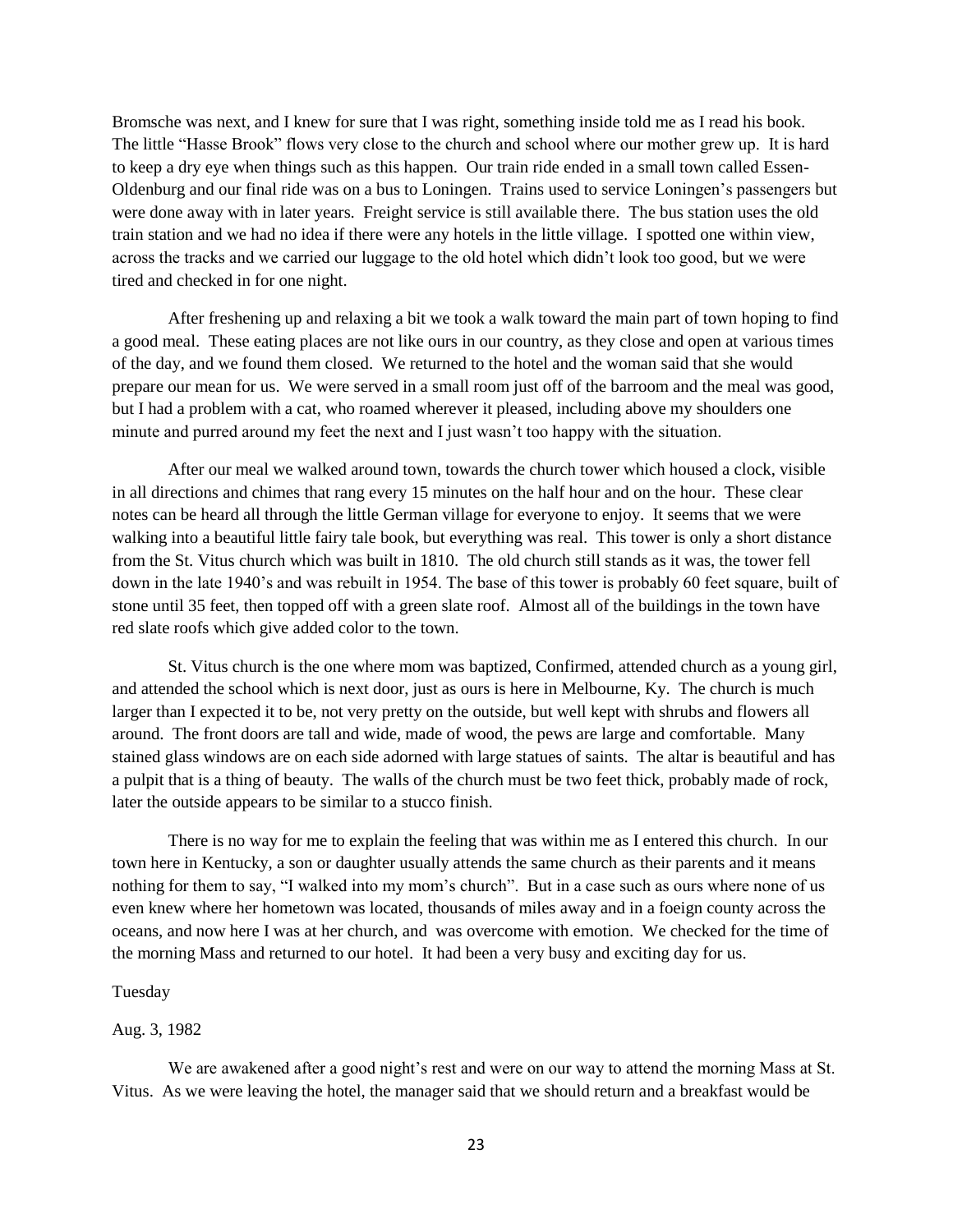Bromsche was next, and I knew for sure that I was right, something inside told me as I read his book. The little "Hasse Brook" flows very close to the church and school where our mother grew up. It is hard to keep a dry eye when things such as this happen. Our train ride ended in a small town called Essen-Oldenburg and our final ride was on a bus to Loningen. Trains used to service Loningen's passengers but were done away with in later years. Freight service is still available there. The bus station uses the old train station and we had no idea if there were any hotels in the little village. I spotted one within view, across the tracks and we carried our luggage to the old hotel which didn't look too good, but we were tired and checked in for one night.

After freshening up and relaxing a bit we took a walk toward the main part of town hoping to find a good meal. These eating places are not like ours in our country, as they close and open at various times of the day, and we found them closed. We returned to the hotel and the woman said that she would prepare our mean for us. We were served in a small room just off of the barroom and the meal was good, but I had a problem with a cat, who roamed wherever it pleased, including above my shoulders one minute and purred around my feet the next and I just wasn't too happy with the situation.

After our meal we walked around town, towards the church tower which housed a clock, visible in all directions and chimes that rang every 15 minutes on the half hour and on the hour. These clear notes can be heard all through the little German village for everyone to enjoy. It seems that we were walking into a beautiful little fairy tale book, but everything was real. This tower is only a short distance from the St. Vitus church which was built in 1810. The old church still stands as it was, the tower fell down in the late 1940's and was rebuilt in 1954. The base of this tower is probably 60 feet square, built of stone until 35 feet, then topped off with a green slate roof. Almost all of the buildings in the town have red slate roofs which give added color to the town.

St. Vitus church is the one where mom was baptized, Confirmed, attended church as a young girl, and attended the school which is next door, just as ours is here in Melbourne, Ky. The church is much larger than I expected it to be, not very pretty on the outside, but well kept with shrubs and flowers all around. The front doors are tall and wide, made of wood, the pews are large and comfortable. Many stained glass windows are on each side adorned with large statues of saints. The altar is beautiful and has a pulpit that is a thing of beauty. The walls of the church must be two feet thick, probably made of rock, later the outside appears to be similar to a stucco finish.

There is no way for me to explain the feeling that was within me as I entered this church. In our town here in Kentucky, a son or daughter usually attends the same church as their parents and it means nothing for them to say, "I walked into my mom's church". But in a case such as ours where none of us even knew where her hometown was located, thousands of miles away and in a foeign county across the oceans, and now here I was at her church, and was overcome with emotion. We checked for the time of the morning Mass and returned to our hotel. It had been a very busy and exciting day for us.

Tuesday

Aug. 3, 1982

We are awakened after a good night's rest and were on our way to attend the morning Mass at St. Vitus. As we were leaving the hotel, the manager said that we should return and a breakfast would be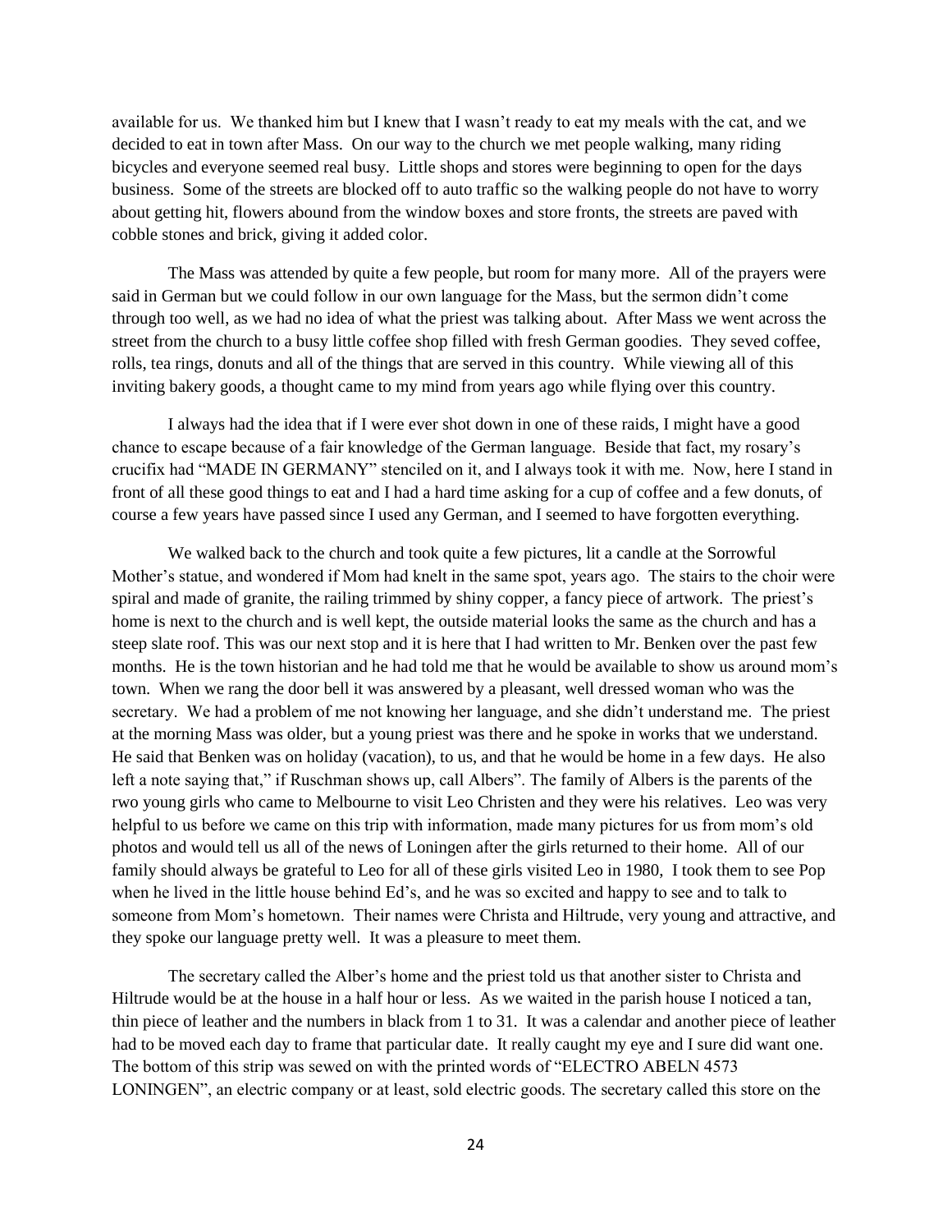available for us. We thanked him but I knew that I wasn't ready to eat my meals with the cat, and we decided to eat in town after Mass. On our way to the church we met people walking, many riding bicycles and everyone seemed real busy. Little shops and stores were beginning to open for the days business. Some of the streets are blocked off to auto traffic so the walking people do not have to worry about getting hit, flowers abound from the window boxes and store fronts, the streets are paved with cobble stones and brick, giving it added color.

The Mass was attended by quite a few people, but room for many more. All of the prayers were said in German but we could follow in our own language for the Mass, but the sermon didn't come through too well, as we had no idea of what the priest was talking about. After Mass we went across the street from the church to a busy little coffee shop filled with fresh German goodies. They seved coffee, rolls, tea rings, donuts and all of the things that are served in this country. While viewing all of this inviting bakery goods, a thought came to my mind from years ago while flying over this country.

I always had the idea that if I were ever shot down in one of these raids, I might have a good chance to escape because of a fair knowledge of the German language. Beside that fact, my rosary's crucifix had "MADE IN GERMANY" stenciled on it, and I always took it with me. Now, here I stand in front of all these good things to eat and I had a hard time asking for a cup of coffee and a few donuts, of course a few years have passed since I used any German, and I seemed to have forgotten everything.

We walked back to the church and took quite a few pictures, lit a candle at the Sorrowful Mother's statue, and wondered if Mom had knelt in the same spot, years ago. The stairs to the choir were spiral and made of granite, the railing trimmed by shiny copper, a fancy piece of artwork. The priest's home is next to the church and is well kept, the outside material looks the same as the church and has a steep slate roof. This was our next stop and it is here that I had written to Mr. Benken over the past few months. He is the town historian and he had told me that he would be available to show us around mom's town. When we rang the door bell it was answered by a pleasant, well dressed woman who was the secretary. We had a problem of me not knowing her language, and she didn't understand me. The priest at the morning Mass was older, but a young priest was there and he spoke in works that we understand. He said that Benken was on holiday (vacation), to us, and that he would be home in a few days. He also left a note saying that," if Ruschman shows up, call Albers". The family of Albers is the parents of the rwo young girls who came to Melbourne to visit Leo Christen and they were his relatives. Leo was very helpful to us before we came on this trip with information, made many pictures for us from mom's old photos and would tell us all of the news of Loningen after the girls returned to their home. All of our family should always be grateful to Leo for all of these girls visited Leo in 1980, I took them to see Pop when he lived in the little house behind Ed's, and he was so excited and happy to see and to talk to someone from Mom's hometown. Their names were Christa and Hiltrude, very young and attractive, and they spoke our language pretty well. It was a pleasure to meet them.

The secretary called the Alber's home and the priest told us that another sister to Christa and Hiltrude would be at the house in a half hour or less. As we waited in the parish house I noticed a tan, thin piece of leather and the numbers in black from 1 to 31. It was a calendar and another piece of leather had to be moved each day to frame that particular date. It really caught my eye and I sure did want one. The bottom of this strip was sewed on with the printed words of "ELECTRO ABELN 4573 LONINGEN", an electric company or at least, sold electric goods. The secretary called this store on the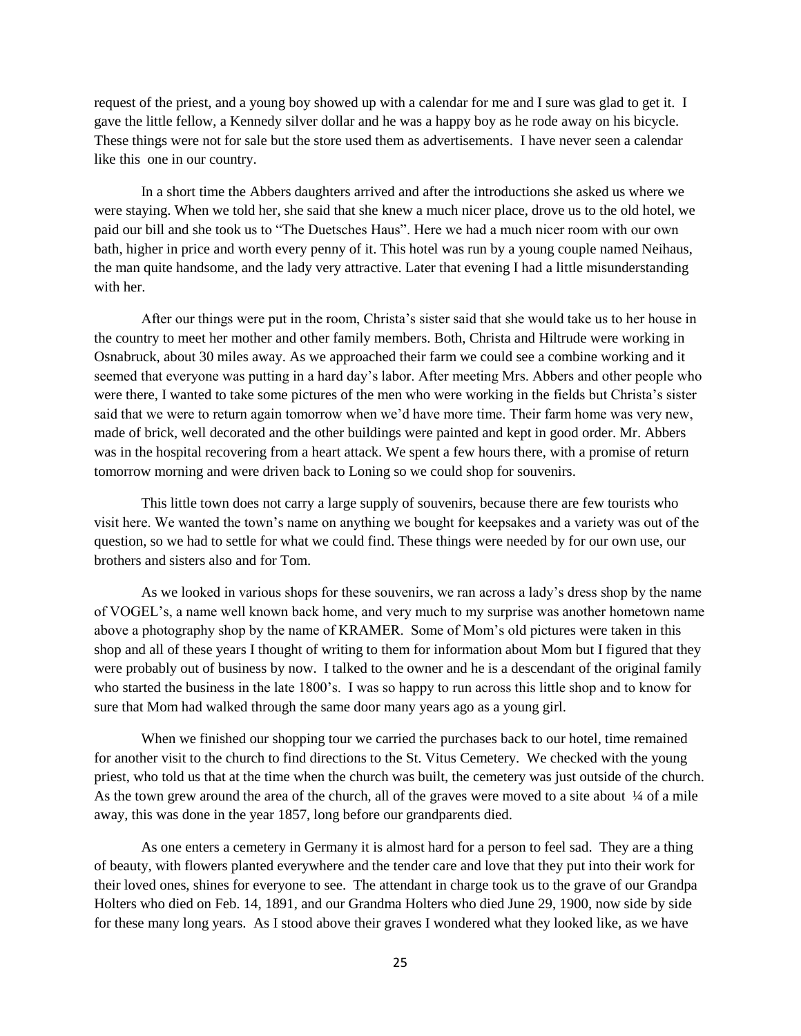request of the priest, and a young boy showed up with a calendar for me and I sure was glad to get it. I gave the little fellow, a Kennedy silver dollar and he was a happy boy as he rode away on his bicycle. These things were not for sale but the store used them as advertisements. I have never seen a calendar like this one in our country.

In a short time the Abbers daughters arrived and after the introductions she asked us where we were staying. When we told her, she said that she knew a much nicer place, drove us to the old hotel, we paid our bill and she took us to "The Duetsches Haus". Here we had a much nicer room with our own bath, higher in price and worth every penny of it. This hotel was run by a young couple named Neihaus, the man quite handsome, and the lady very attractive. Later that evening I had a little misunderstanding with her.

After our things were put in the room, Christa's sister said that she would take us to her house in the country to meet her mother and other family members. Both, Christa and Hiltrude were working in Osnabruck, about 30 miles away. As we approached their farm we could see a combine working and it seemed that everyone was putting in a hard day's labor. After meeting Mrs. Abbers and other people who were there, I wanted to take some pictures of the men who were working in the fields but Christa's sister said that we were to return again tomorrow when we'd have more time. Their farm home was very new, made of brick, well decorated and the other buildings were painted and kept in good order. Mr. Abbers was in the hospital recovering from a heart attack. We spent a few hours there, with a promise of return tomorrow morning and were driven back to Loning so we could shop for souvenirs.

This little town does not carry a large supply of souvenirs, because there are few tourists who visit here. We wanted the town's name on anything we bought for keepsakes and a variety was out of the question, so we had to settle for what we could find. These things were needed by for our own use, our brothers and sisters also and for Tom.

As we looked in various shops for these souvenirs, we ran across a lady's dress shop by the name of VOGEL's, a name well known back home, and very much to my surprise was another hometown name above a photography shop by the name of KRAMER. Some of Mom's old pictures were taken in this shop and all of these years I thought of writing to them for information about Mom but I figured that they were probably out of business by now. I talked to the owner and he is a descendant of the original family who started the business in the late 1800's. I was so happy to run across this little shop and to know for sure that Mom had walked through the same door many years ago as a young girl.

When we finished our shopping tour we carried the purchases back to our hotel, time remained for another visit to the church to find directions to the St. Vitus Cemetery. We checked with the young priest, who told us that at the time when the church was built, the cemetery was just outside of the church. As the town grew around the area of the church, all of the graves were moved to a site about ¼ of a mile away, this was done in the year 1857, long before our grandparents died.

As one enters a cemetery in Germany it is almost hard for a person to feel sad. They are a thing of beauty, with flowers planted everywhere and the tender care and love that they put into their work for their loved ones, shines for everyone to see. The attendant in charge took us to the grave of our Grandpa Holters who died on Feb. 14, 1891, and our Grandma Holters who died June 29, 1900, now side by side for these many long years. As I stood above their graves I wondered what they looked like, as we have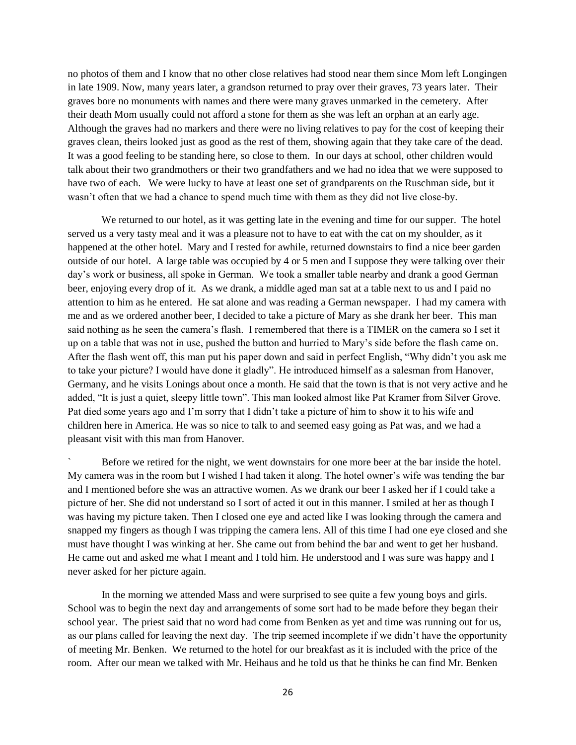no photos of them and I know that no other close relatives had stood near them since Mom left Longingen in late 1909. Now, many years later, a grandson returned to pray over their graves, 73 years later. Their graves bore no monuments with names and there were many graves unmarked in the cemetery. After their death Mom usually could not afford a stone for them as she was left an orphan at an early age. Although the graves had no markers and there were no living relatives to pay for the cost of keeping their graves clean, theirs looked just as good as the rest of them, showing again that they take care of the dead. It was a good feeling to be standing here, so close to them. In our days at school, other children would talk about their two grandmothers or their two grandfathers and we had no idea that we were supposed to have two of each. We were lucky to have at least one set of grandparents on the Ruschman side, but it wasn't often that we had a chance to spend much time with them as they did not live close-by.

We returned to our hotel, as it was getting late in the evening and time for our supper. The hotel served us a very tasty meal and it was a pleasure not to have to eat with the cat on my shoulder, as it happened at the other hotel. Mary and I rested for awhile, returned downstairs to find a nice beer garden outside of our hotel. A large table was occupied by 4 or 5 men and I suppose they were talking over their day's work or business, all spoke in German. We took a smaller table nearby and drank a good German beer, enjoying every drop of it. As we drank, a middle aged man sat at a table next to us and I paid no attention to him as he entered. He sat alone and was reading a German newspaper. I had my camera with me and as we ordered another beer, I decided to take a picture of Mary as she drank her beer. This man said nothing as he seen the camera's flash. I remembered that there is a TIMER on the camera so I set it up on a table that was not in use, pushed the button and hurried to Mary's side before the flash came on. After the flash went off, this man put his paper down and said in perfect English, "Why didn't you ask me to take your picture? I would have done it gladly". He introduced himself as a salesman from Hanover, Germany, and he visits Lonings about once a month. He said that the town is that is not very active and he added, "It is just a quiet, sleepy little town". This man looked almost like Pat Kramer from Silver Grove. Pat died some years ago and I'm sorry that I didn't take a picture of him to show it to his wife and children here in America. He was so nice to talk to and seemed easy going as Pat was, and we had a pleasant visit with this man from Hanover.

` Before we retired for the night, we went downstairs for one more beer at the bar inside the hotel. My camera was in the room but I wished I had taken it along. The hotel owner's wife was tending the bar and I mentioned before she was an attractive women. As we drank our beer I asked her if I could take a picture of her. She did not understand so I sort of acted it out in this manner. I smiled at her as though I was having my picture taken. Then I closed one eye and acted like I was looking through the camera and snapped my fingers as though I was tripping the camera lens. All of this time I had one eye closed and she must have thought I was winking at her. She came out from behind the bar and went to get her husband. He came out and asked me what I meant and I told him. He understood and I was sure was happy and I never asked for her picture again.

In the morning we attended Mass and were surprised to see quite a few young boys and girls. School was to begin the next day and arrangements of some sort had to be made before they began their school year. The priest said that no word had come from Benken as yet and time was running out for us, as our plans called for leaving the next day. The trip seemed incomplete if we didn't have the opportunity of meeting Mr. Benken. We returned to the hotel for our breakfast as it is included with the price of the room. After our mean we talked with Mr. Heihaus and he told us that he thinks he can find Mr. Benken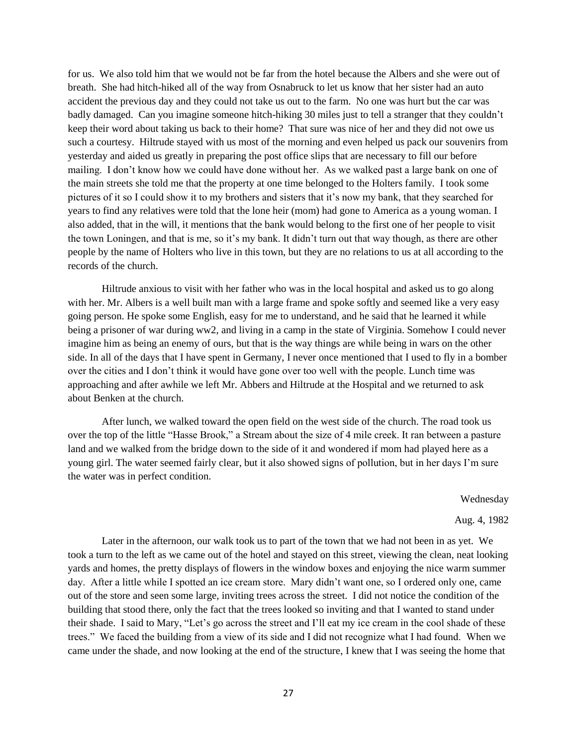for us. We also told him that we would not be far from the hotel because the Albers and she were out of breath. She had hitch-hiked all of the way from Osnabruck to let us know that her sister had an auto accident the previous day and they could not take us out to the farm. No one was hurt but the car was badly damaged. Can you imagine someone hitch-hiking 30 miles just to tell a stranger that they couldn't keep their word about taking us back to their home? That sure was nice of her and they did not owe us such a courtesy. Hiltrude stayed with us most of the morning and even helped us pack our souvenirs from yesterday and aided us greatly in preparing the post office slips that are necessary to fill our before mailing. I don't know how we could have done without her. As we walked past a large bank on one of the main streets she told me that the property at one time belonged to the Holters family. I took some pictures of it so I could show it to my brothers and sisters that it's now my bank, that they searched for years to find any relatives were told that the lone heir (mom) had gone to America as a young woman. I also added, that in the will, it mentions that the bank would belong to the first one of her people to visit the town Loningen, and that is me, so it's my bank. It didn't turn out that way though, as there are other people by the name of Holters who live in this town, but they are no relations to us at all according to the records of the church.

Hiltrude anxious to visit with her father who was in the local hospital and asked us to go along with her. Mr. Albers is a well built man with a large frame and spoke softly and seemed like a very easy going person. He spoke some English, easy for me to understand, and he said that he learned it while being a prisoner of war during ww2, and living in a camp in the state of Virginia. Somehow I could never imagine him as being an enemy of ours, but that is the way things are while being in wars on the other side. In all of the days that I have spent in Germany, I never once mentioned that I used to fly in a bomber over the cities and I don't think it would have gone over too well with the people. Lunch time was approaching and after awhile we left Mr. Abbers and Hiltrude at the Hospital and we returned to ask about Benken at the church.

After lunch, we walked toward the open field on the west side of the church. The road took us over the top of the little "Hasse Brook," a Stream about the size of 4 mile creek. It ran between a pasture land and we walked from the bridge down to the side of it and wondered if mom had played here as a young girl. The water seemed fairly clear, but it also showed signs of pollution, but in her days I'm sure the water was in perfect condition.

Wednesday

Aug. 4, 1982

Later in the afternoon, our walk took us to part of the town that we had not been in as yet. We took a turn to the left as we came out of the hotel and stayed on this street, viewing the clean, neat looking yards and homes, the pretty displays of flowers in the window boxes and enjoying the nice warm summer day. After a little while I spotted an ice cream store. Mary didn't want one, so I ordered only one, came out of the store and seen some large, inviting trees across the street. I did not notice the condition of the building that stood there, only the fact that the trees looked so inviting and that I wanted to stand under their shade. I said to Mary, "Let's go across the street and I'll eat my ice cream in the cool shade of these trees." We faced the building from a view of its side and I did not recognize what I had found. When we came under the shade, and now looking at the end of the structure, I knew that I was seeing the home that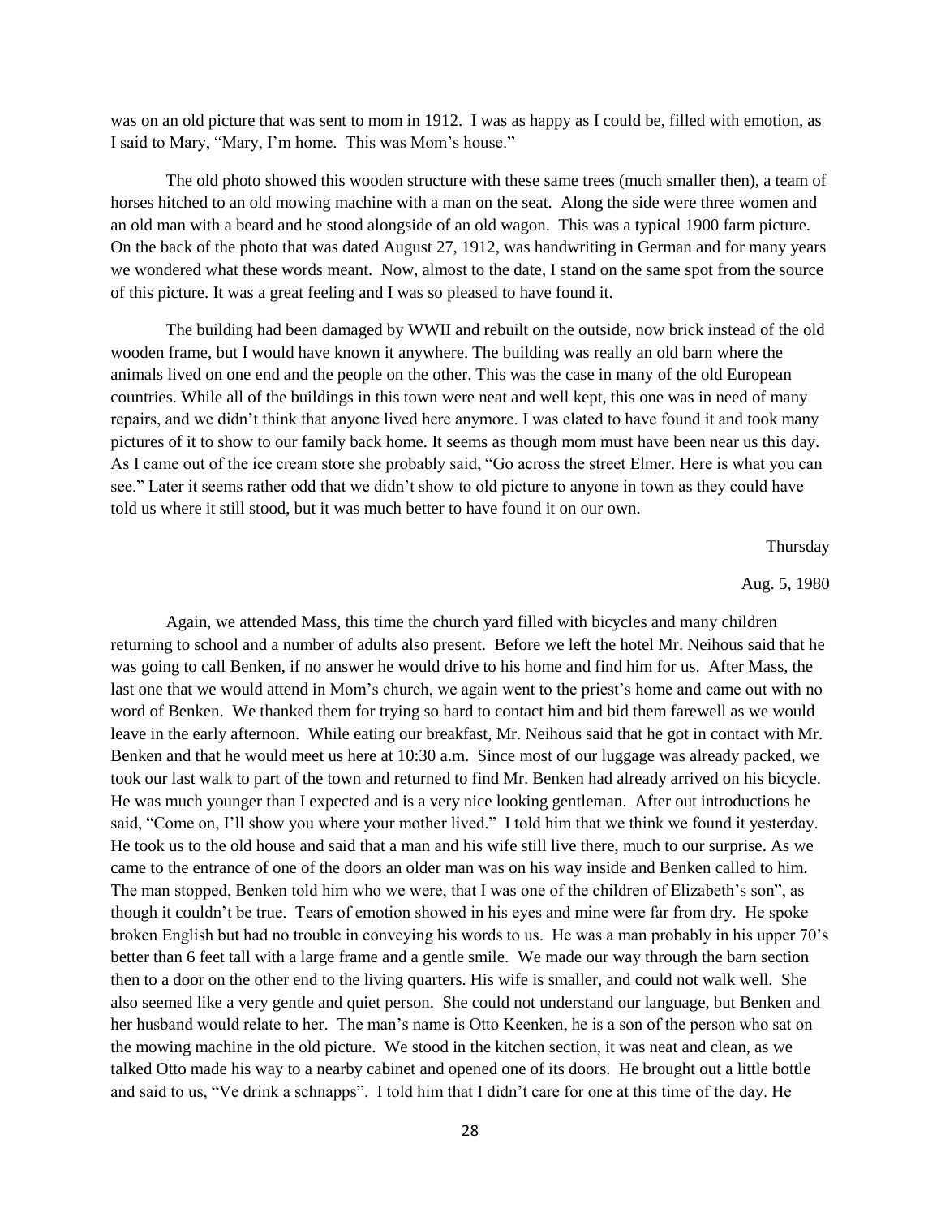was on an old picture that was sent to mom in 1912. I was as happy as I could be, filled with emotion, as I said to Mary, "Mary, I'm home. This was Mom's house."

The old photo showed this wooden structure with these same trees (much smaller then), a team of horses hitched to an old mowing machine with a man on the seat. Along the side were three women and an old man with a beard and he stood alongside of an old wagon. This was a typical 1900 farm picture. On the back of the photo that was dated August 27, 1912, was handwriting in German and for many years we wondered what these words meant. Now, almost to the date, I stand on the same spot from the source of this picture. It was a great feeling and I was so pleased to have found it.

The building had been damaged by WWII and rebuilt on the outside, now brick instead of the old wooden frame, but I would have known it anywhere. The building was really an old barn where the animals lived on one end and the people on the other. This was the case in many of the old European countries. While all of the buildings in this town were neat and well kept, this one was in need of many repairs, and we didn't think that anyone lived here anymore. I was elated to have found it and took many pictures of it to show to our family back home. It seems as though mom must have been near us this day. As I came out of the ice cream store she probably said, "Go across the street Elmer. Here is what you can see." Later it seems rather odd that we didn't show to old picture to anyone in town as they could have told us where it still stood, but it was much better to have found it on our own.

Thursday

Aug. 5, 1980

Again, we attended Mass, this time the church yard filled with bicycles and many children returning to school and a number of adults also present. Before we left the hotel Mr. Neihous said that he was going to call Benken, if no answer he would drive to his home and find him for us. After Mass, the last one that we would attend in Mom's church, we again went to the priest's home and came out with no word of Benken. We thanked them for trying so hard to contact him and bid them farewell as we would leave in the early afternoon. While eating our breakfast, Mr. Neihous said that he got in contact with Mr. Benken and that he would meet us here at 10:30 a.m. Since most of our luggage was already packed, we took our last walk to part of the town and returned to find Mr. Benken had already arrived on his bicycle. He was much younger than I expected and is a very nice looking gentleman. After out introductions he said, "Come on, I'll show you where your mother lived." I told him that we think we found it yesterday. He took us to the old house and said that a man and his wife still live there, much to our surprise. As we came to the entrance of one of the doors an older man was on his way inside and Benken called to him. The man stopped, Benken told him who we were, that I was one of the children of Elizabeth's son", as though it couldn't be true. Tears of emotion showed in his eyes and mine were far from dry. He spoke broken English but had no trouble in conveying his words to us. He was a man probably in his upper 70's better than 6 feet tall with a large frame and a gentle smile. We made our way through the barn section then to a door on the other end to the living quarters. His wife is smaller, and could not walk well. She also seemed like a very gentle and quiet person. She could not understand our language, but Benken and her husband would relate to her. The man's name is Otto Keenken, he is a son of the person who sat on the mowing machine in the old picture. We stood in the kitchen section, it was neat and clean, as we talked Otto made his way to a nearby cabinet and opened one of its doors. He brought out a little bottle and said to us, "Ve drink a schnapps". I told him that I didn't care for one at this time of the day. He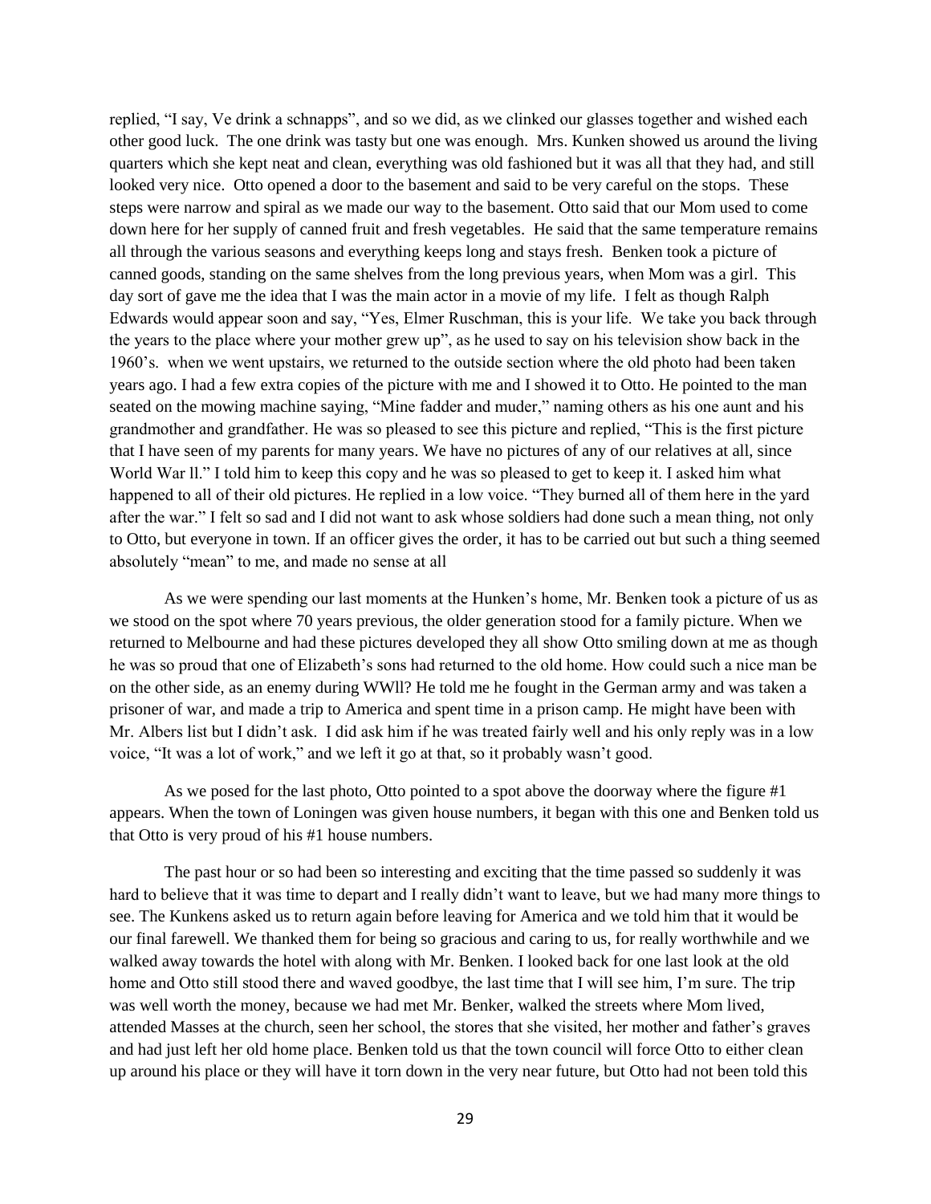replied, "I say, Ve drink a schnapps", and so we did, as we clinked our glasses together and wished each other good luck. The one drink was tasty but one was enough. Mrs. Kunken showed us around the living quarters which she kept neat and clean, everything was old fashioned but it was all that they had, and still looked very nice. Otto opened a door to the basement and said to be very careful on the stops. These steps were narrow and spiral as we made our way to the basement. Otto said that our Mom used to come down here for her supply of canned fruit and fresh vegetables. He said that the same temperature remains all through the various seasons and everything keeps long and stays fresh. Benken took a picture of canned goods, standing on the same shelves from the long previous years, when Mom was a girl. This day sort of gave me the idea that I was the main actor in a movie of my life. I felt as though Ralph Edwards would appear soon and say, "Yes, Elmer Ruschman, this is your life. We take you back through the years to the place where your mother grew up", as he used to say on his television show back in the 1960's. when we went upstairs, we returned to the outside section where the old photo had been taken years ago. I had a few extra copies of the picture with me and I showed it to Otto. He pointed to the man seated on the mowing machine saying, "Mine fadder and muder," naming others as his one aunt and his grandmother and grandfather. He was so pleased to see this picture and replied, "This is the first picture that I have seen of my parents for many years. We have no pictures of any of our relatives at all, since World War ll." I told him to keep this copy and he was so pleased to get to keep it. I asked him what happened to all of their old pictures. He replied in a low voice. "They burned all of them here in the yard after the war." I felt so sad and I did not want to ask whose soldiers had done such a mean thing, not only to Otto, but everyone in town. If an officer gives the order, it has to be carried out but such a thing seemed absolutely "mean" to me, and made no sense at all

As we were spending our last moments at the Hunken's home, Mr. Benken took a picture of us as we stood on the spot where 70 years previous, the older generation stood for a family picture. When we returned to Melbourne and had these pictures developed they all show Otto smiling down at me as though he was so proud that one of Elizabeth's sons had returned to the old home. How could such a nice man be on the other side, as an enemy during WWll? He told me he fought in the German army and was taken a prisoner of war, and made a trip to America and spent time in a prison camp. He might have been with Mr. Albers list but I didn't ask. I did ask him if he was treated fairly well and his only reply was in a low voice, "It was a lot of work," and we left it go at that, so it probably wasn't good.

As we posed for the last photo, Otto pointed to a spot above the doorway where the figure #1 appears. When the town of Loningen was given house numbers, it began with this one and Benken told us that Otto is very proud of his #1 house numbers.

The past hour or so had been so interesting and exciting that the time passed so suddenly it was hard to believe that it was time to depart and I really didn't want to leave, but we had many more things to see. The Kunkens asked us to return again before leaving for America and we told him that it would be our final farewell. We thanked them for being so gracious and caring to us, for really worthwhile and we walked away towards the hotel with along with Mr. Benken. I looked back for one last look at the old home and Otto still stood there and waved goodbye, the last time that I will see him, I'm sure. The trip was well worth the money, because we had met Mr. Benker, walked the streets where Mom lived, attended Masses at the church, seen her school, the stores that she visited, her mother and father's graves and had just left her old home place. Benken told us that the town council will force Otto to either clean up around his place or they will have it torn down in the very near future, but Otto had not been told this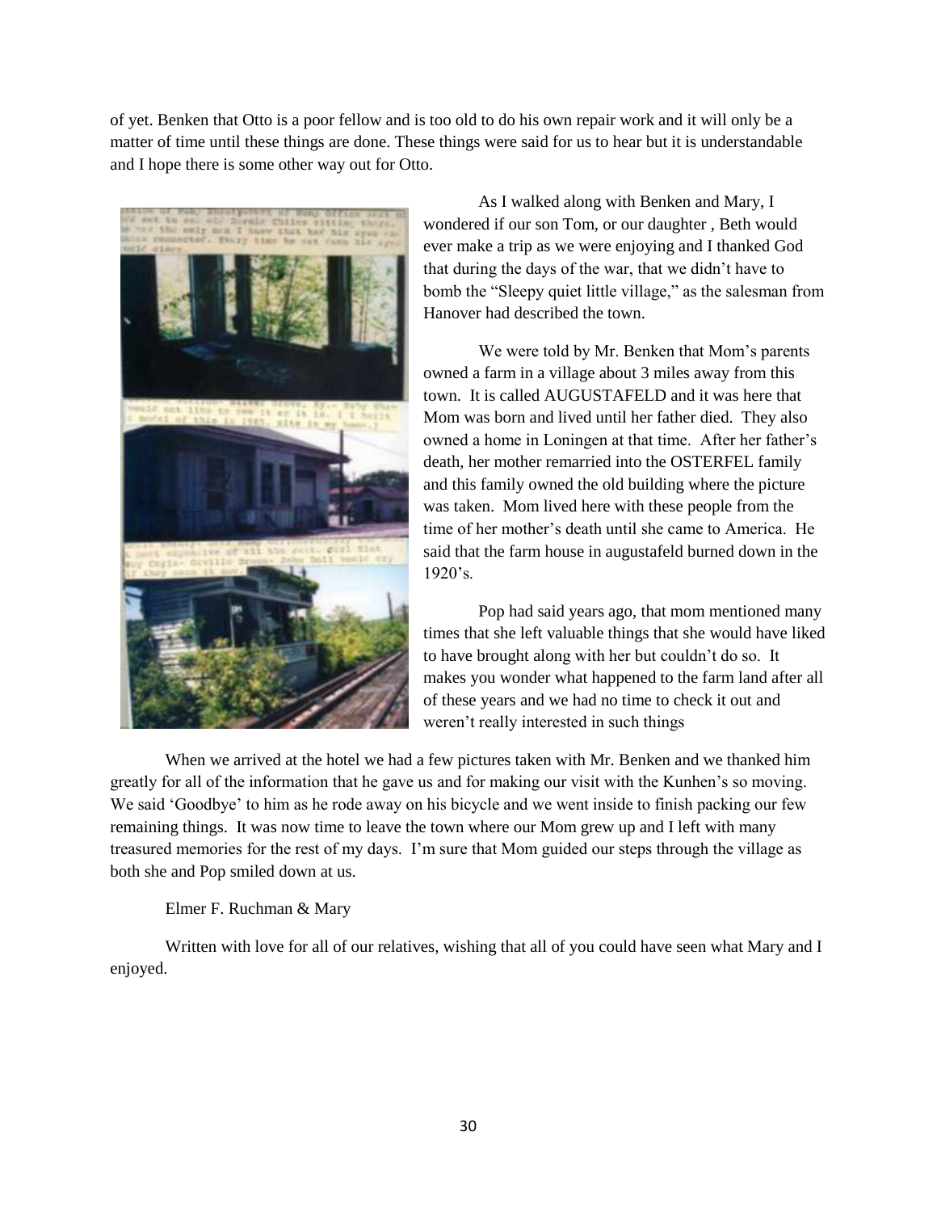of yet. Benken that Otto is a poor fellow and is too old to do his own repair work and it will only be a matter of time until these things are done. These things were said for us to hear but it is understandable and I hope there is some other way out for Otto.

As I walked along with Benken and Mary, I wondered if our son Tom, or our daughter , Beth would ever make a trip as we were enjoying and I thanked God that during the days of the war, that we didn't have to bomb the "Sleepy quiet little village," as the salesman from Hanover had described the town.

We were told by Mr. Benken that Mom's parents owned a farm in a village about 3 miles away from this town. It is called AUGUSTAFELD and it was here that Mom was born and lived until her father died. They also owned a home in Loningen at that time. After her father's death, her mother remarried into the OSTERFEL family and this family owned the old building where the picture was taken. Mom lived here with these people from the time of her mother's death until she came to America. He said that the farm house in augustafeld burned down in the 1920's.

Pop had said years ago, that mom mentioned many times that she left valuable things that she would have liked to have brought along with her but couldn't do so. It makes you wonder what happened to the farm land after all of these years and we had no time to check it out and weren't really interested in such things

When we arrived at the hotel we had a few pictures taken with Mr. Benken and we thanked him greatly for all of the information that he gave us and for making our visit with the Kunhen's so moving. We said 'Goodbye' to him as he rode away on his bicycle and we went inside to finish packing our few remaining things. It was now time to leave the town where our Mom grew up and I left with many treasured memories for the rest of my days. I'm sure that Mom guided our steps through the village as both she and Pop smiled down at us.

Elmer F. Ruchman & Mary

Written with love for all of our relatives, wishing that all of you could have seen what Mary and I enjoyed.